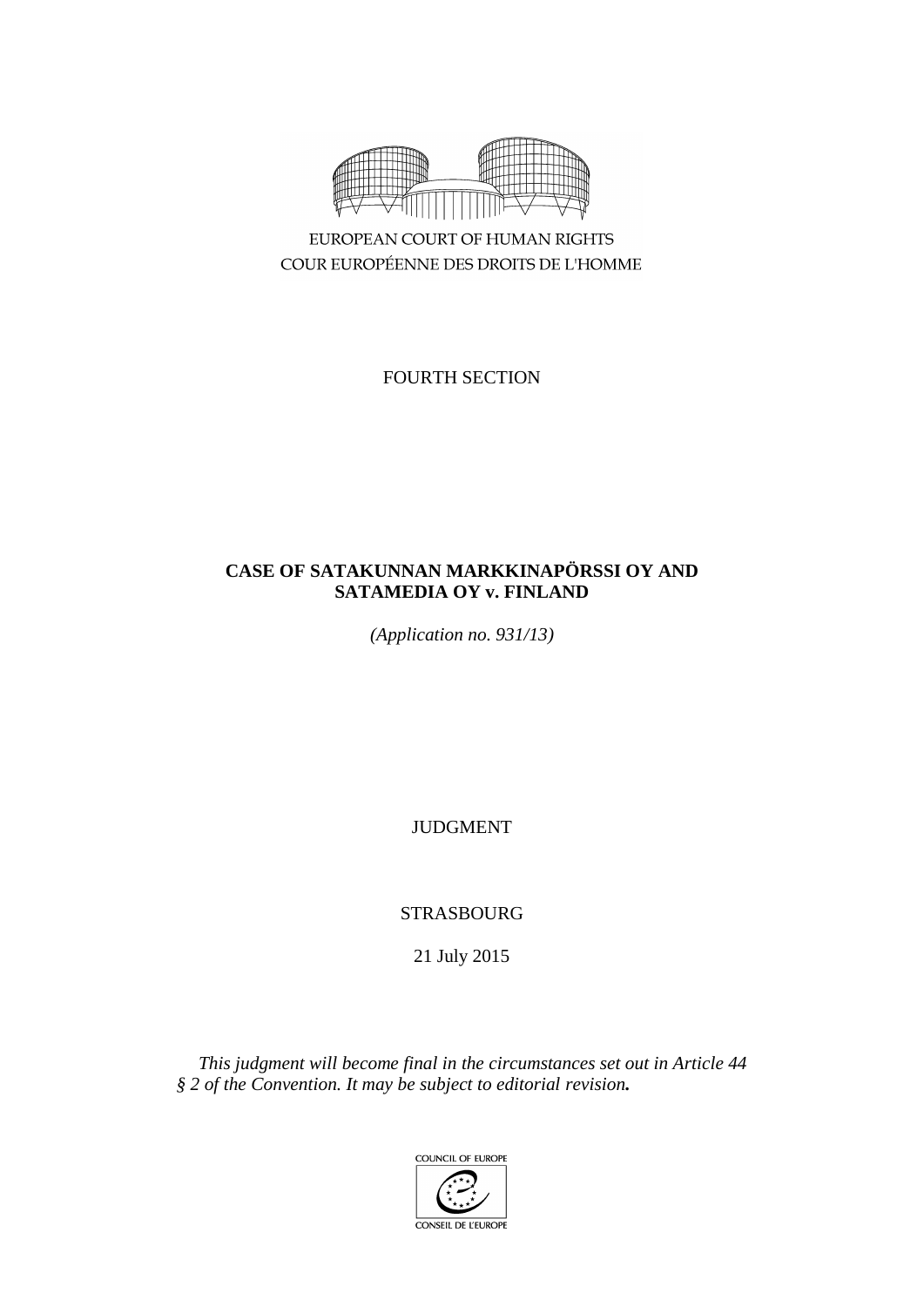EUROPEAN COURT OF HUMAN RIGHTS
COUR EUROPÉENNE DES DROITS DE L'HOMME

FOURTH SECTION

**CASE OF SATAKUNNAN MARKKINAPÖRSSI OY AND SATAMEDIA OY v. FINLAND**

*(Application no. 931/13)*

JUDGMENT

STRASBOURG

21 July 2015

*This judgment will become final in the circumstances set out in Article 44 § 2 of the Convention. It may be subject to editorial revision.*

COUNCIL OF EUROPE
CONSEIL DE L'EUROPE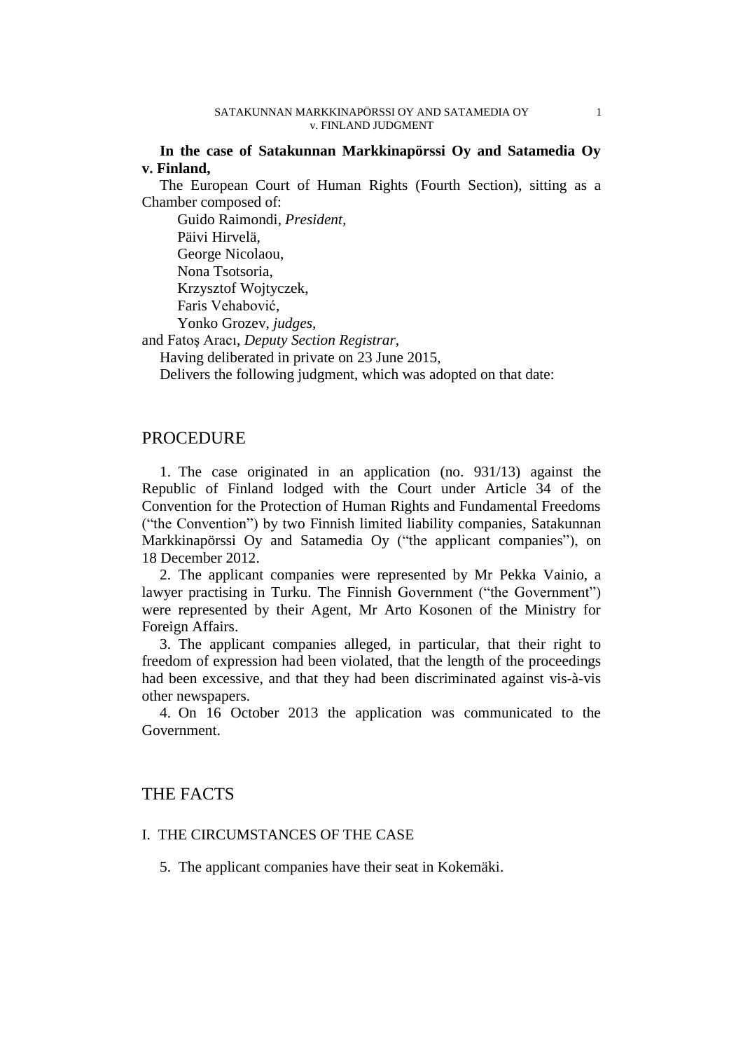**In the case of Satakunnan Markkinapörssi Oy and Satamedia Oy v. Finland,**

The European Court of Human Rights (Fourth Section), sitting as a Chamber composed of:

Guido Raimondi, *President,*
Päivi Hirvelä,
George Nicolaou,
Nona Tsotsoria,
Krzysztof Wojtyczek,
Faris Vehabović,
Yonko Grozev, *judges,*
and Fatoş Aracı, *Deputy Section Registrar,*

Having deliberated in private on 23 June 2015,

Delivers the following judgment, which was adopted on that date:

# PROCEDURE

1. The case originated in an application (no. 931/13) against the Republic of Finland lodged with the Court under Article 34 of the Convention for the Protection of Human Rights and Fundamental Freedoms ("the Convention") by two Finnish limited liability companies, Satakunnan Markkinapörssi Oy and Satamedia Oy ("the applicant companies"), on 18 December 2012.

2. The applicant companies were represented by Mr Pekka Vainio, a lawyer practising in Turku. The Finnish Government ("the Government") were represented by their Agent, Mr Arto Kosonen of the Ministry for Foreign Affairs.

3. The applicant companies alleged, in particular, that their right to freedom of expression had been violated, that the length of the proceedings had been excessive, and that they had been discriminated against vis-à-vis other newspapers.

4. On 16 October 2013 the application was communicated to the Government.

# THE FACTS

## I. THE CIRCUMSTANCES OF THE CASE

5. The applicant companies have their seat in Kokemäki.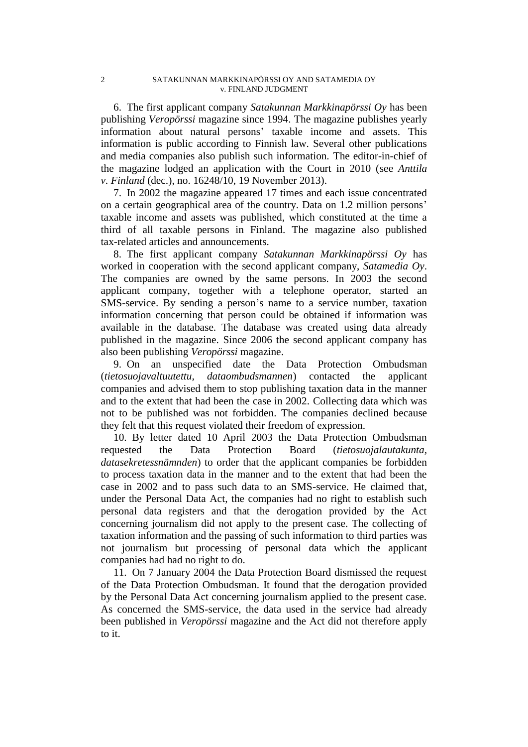6. The first applicant company *Satakunnan Markkinapörssi Oy* has been publishing *Veropörssi* magazine since 1994. The magazine publishes yearly information about natural persons' taxable income and assets. This information is public according to Finnish law. Several other publications and media companies also publish such information. The editor-in-chief of the magazine lodged an application with the Court in 2010 (see *Anttila v. Finland* (dec.), no. 16248/10, 19 November 2013).

7. In 2002 the magazine appeared 17 times and each issue concentrated on a certain geographical area of the country. Data on 1.2 million persons' taxable income and assets was published, which constituted at the time a third of all taxable persons in Finland. The magazine also published tax-related articles and announcements.

8. The first applicant company *Satakunnan Markkinapörssi Oy* has worked in cooperation with the second applicant company, *Satamedia Oy*. The companies are owned by the same persons. In 2003 the second applicant company, together with a telephone operator, started an SMS-service. By sending a person's name to a service number, taxation information concerning that person could be obtained if information was available in the database. The database was created using data already published in the magazine. Since 2006 the second applicant company has also been publishing *Veropörssi* magazine.

9. On an unspecified date the Data Protection Ombudsman (*tietosuojavaltuutettu, dataombudsmannen*) contacted the applicant companies and advised them to stop publishing taxation data in the manner and to the extent that had been the case in 2002. Collecting data which was not to be published was not forbidden. The companies declined because they felt that this request violated their freedom of expression.

10. By letter dated 10 April 2003 the Data Protection Ombudsman requested the Data Protection Board (*tietosuojalautakunta, datasekretessnämnden*) to order that the applicant companies be forbidden to process taxation data in the manner and to the extent that had been the case in 2002 and to pass such data to an SMS-service. He claimed that, under the Personal Data Act, the companies had no right to establish such personal data registers and that the derogation provided by the Act concerning journalism did not apply to the present case. The collecting of taxation information and the passing of such information to third parties was not journalism but processing of personal data which the applicant companies had had no right to do.

11. On 7 January 2004 the Data Protection Board dismissed the request of the Data Protection Ombudsman. It found that the derogation provided by the Personal Data Act concerning journalism applied to the present case. As concerned the SMS-service, the data used in the service had already been published in *Veropörssi* magazine and the Act did not therefore apply to it.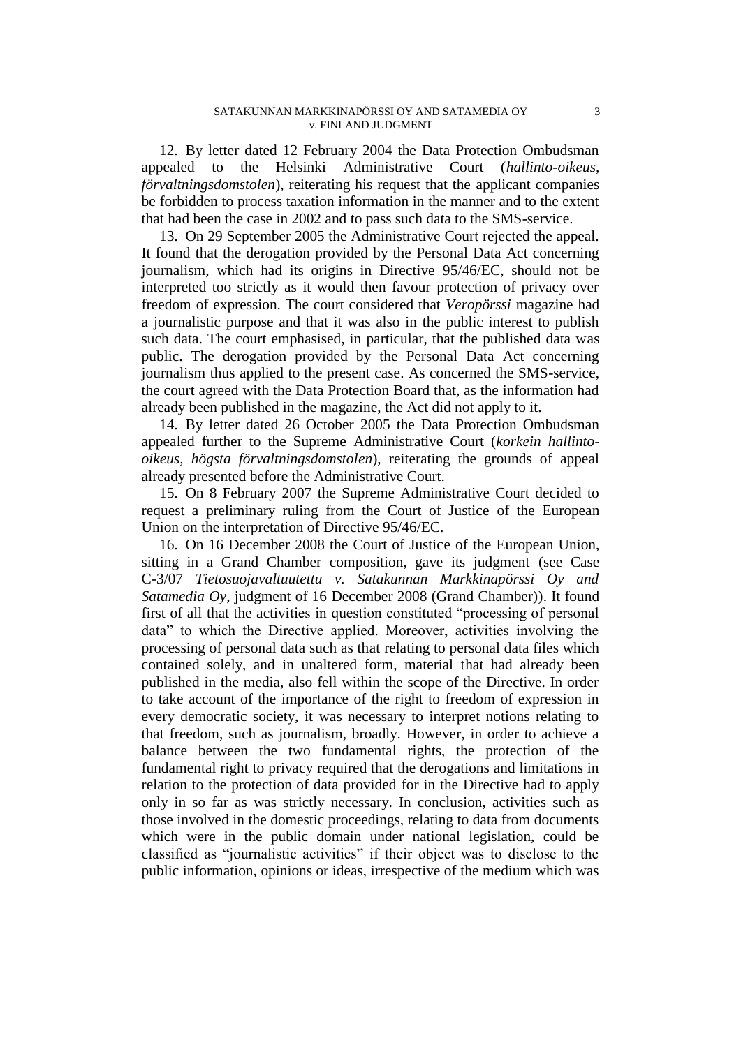12. By letter dated 12 February 2004 the Data Protection Ombudsman appealed to the Helsinki Administrative Court (*hallinto-oikeus, förvaltningsdomstolen*), reiterating his request that the applicant companies be forbidden to process taxation information in the manner and to the extent that had been the case in 2002 and to pass such data to the SMS-service.

13. On 29 September 2005 the Administrative Court rejected the appeal. It found that the derogation provided by the Personal Data Act concerning journalism, which had its origins in Directive 95/46/EC, should not be interpreted too strictly as it would then favour protection of privacy over freedom of expression. The court considered that *Veropörssi* magazine had a journalistic purpose and that it was also in the public interest to publish such data. The court emphasised, in particular, that the published data was public. The derogation provided by the Personal Data Act concerning journalism thus applied to the present case. As concerned the SMS-service, the court agreed with the Data Protection Board that, as the information had already been published in the magazine, the Act did not apply to it.

14. By letter dated 26 October 2005 the Data Protection Ombudsman appealed further to the Supreme Administrative Court (*korkein hallinto-oikeus, högsta förvaltningsdomstolen*), reiterating the grounds of appeal already presented before the Administrative Court.

15. On 8 February 2007 the Supreme Administrative Court decided to request a preliminary ruling from the Court of Justice of the European Union on the interpretation of Directive 95/46/EC.

16. On 16 December 2008 the Court of Justice of the European Union, sitting in a Grand Chamber composition, gave its judgment (see Case C-3/07 *Tietosuojavaltuutettu v. Satakunnan Markkinapörssi Oy and Satamedia Oy*, judgment of 16 December 2008 (Grand Chamber)). It found first of all that the activities in question constituted "processing of personal data" to which the Directive applied. Moreover, activities involving the processing of personal data such as that relating to personal data files which contained solely, and in unaltered form, material that had already been published in the media, also fell within the scope of the Directive. In order to take account of the importance of the right to freedom of expression in every democratic society, it was necessary to interpret notions relating to that freedom, such as journalism, broadly. However, in order to achieve a balance between the two fundamental rights, the protection of the fundamental right to privacy required that the derogations and limitations in relation to the protection of data provided for in the Directive had to apply only in so far as was strictly necessary. In conclusion, activities such as those involved in the domestic proceedings, relating to data from documents which were in the public domain under national legislation, could be classified as "journalistic activities" if their object was to disclose to the public information, opinions or ideas, irrespective of the medium which was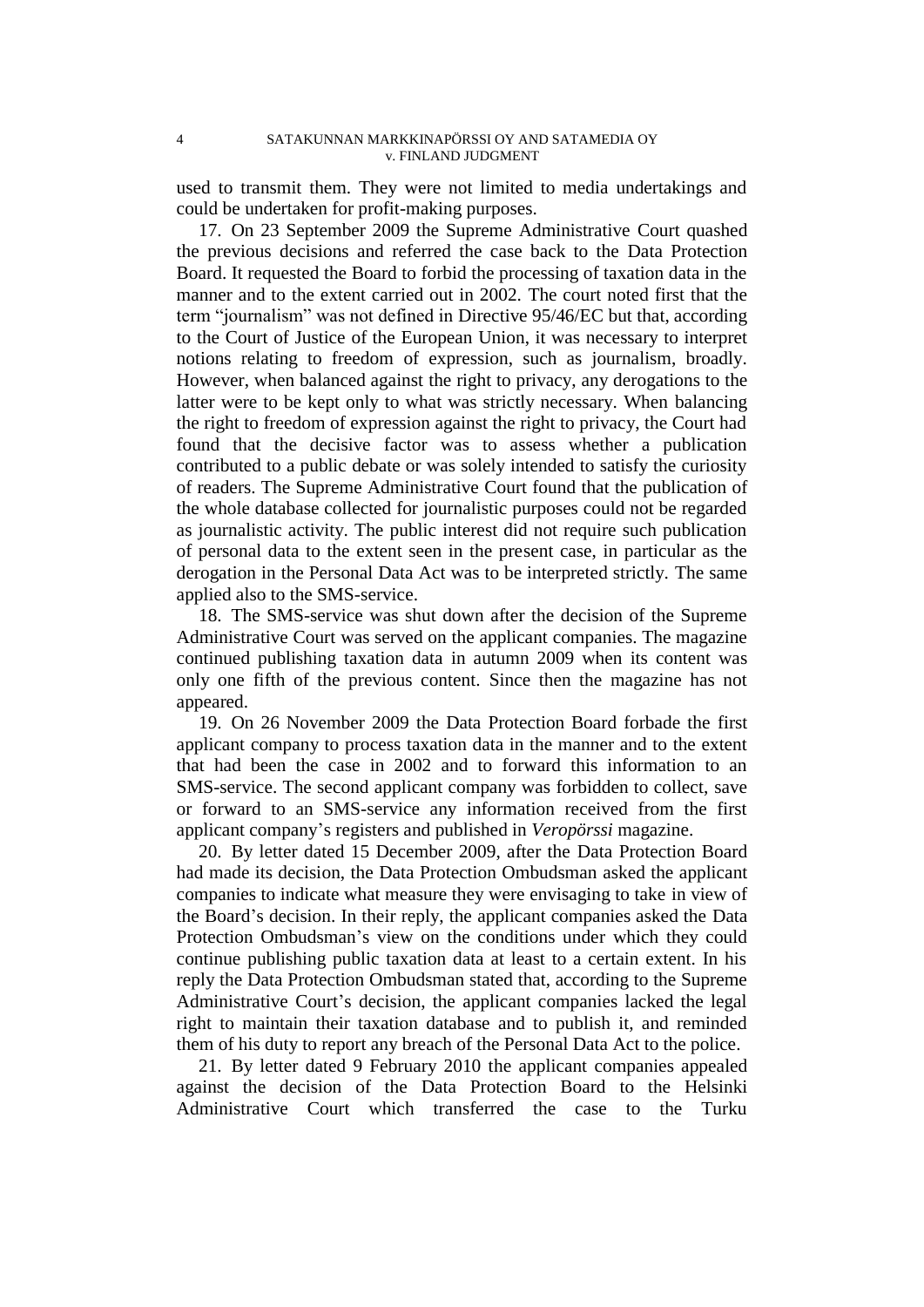used to transmit them. They were not limited to media undertakings and could be undertaken for profit-making purposes.

17. On 23 September 2009 the Supreme Administrative Court quashed the previous decisions and referred the case back to the Data Protection Board. It requested the Board to forbid the processing of taxation data in the manner and to the extent carried out in 2002. The court noted first that the term "journalism" was not defined in Directive 95/46/EC but that, according to the Court of Justice of the European Union, it was necessary to interpret notions relating to freedom of expression, such as journalism, broadly. However, when balanced against the right to privacy, any derogations to the latter were to be kept only to what was strictly necessary. When balancing the right to freedom of expression against the right to privacy, the Court had found that the decisive factor was to assess whether a publication contributed to a public debate or was solely intended to satisfy the curiosity of readers. The Supreme Administrative Court found that the publication of the whole database collected for journalistic purposes could not be regarded as journalistic activity. The public interest did not require such publication of personal data to the extent seen in the present case, in particular as the derogation in the Personal Data Act was to be interpreted strictly. The same applied also to the SMS-service.

18. The SMS-service was shut down after the decision of the Supreme Administrative Court was served on the applicant companies. The magazine continued publishing taxation data in autumn 2009 when its content was only one fifth of the previous content. Since then the magazine has not appeared.

19. On 26 November 2009 the Data Protection Board forbade the first applicant company to process taxation data in the manner and to the extent that had been the case in 2002 and to forward this information to an SMS-service. The second applicant company was forbidden to collect, save or forward to an SMS-service any information received from the first applicant company's registers and published in *Veropörssi* magazine.

20. By letter dated 15 December 2009, after the Data Protection Board had made its decision, the Data Protection Ombudsman asked the applicant companies to indicate what measure they were envisaging to take in view of the Board's decision. In their reply, the applicant companies asked the Data Protection Ombudsman's view on the conditions under which they could continue publishing public taxation data at least to a certain extent. In his reply the Data Protection Ombudsman stated that, according to the Supreme Administrative Court's decision, the applicant companies lacked the legal right to maintain their taxation database and to publish it, and reminded them of his duty to report any breach of the Personal Data Act to the police.

21. By letter dated 9 February 2010 the applicant companies appealed against the decision of the Data Protection Board to the Helsinki Administrative Court which transferred the case to the Turku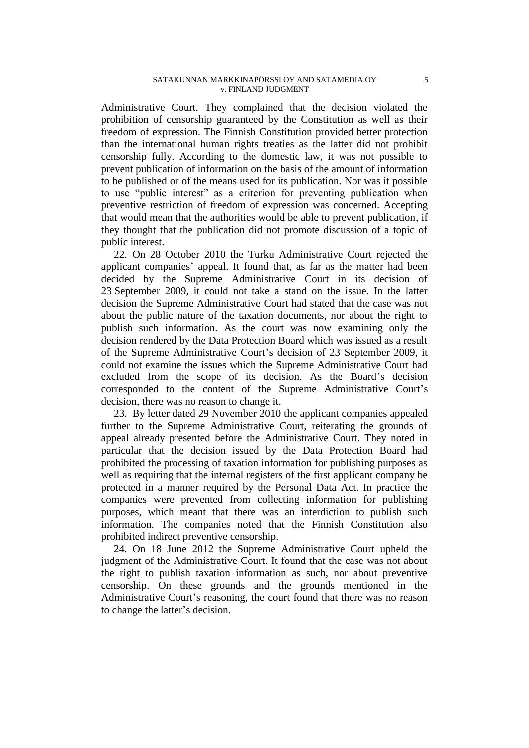Administrative Court. They complained that the decision violated the prohibition of censorship guaranteed by the Constitution as well as their freedom of expression. The Finnish Constitution provided better protection than the international human rights treaties as the latter did not prohibit censorship fully. According to the domestic law, it was not possible to prevent publication of information on the basis of the amount of information to be published or of the means used for its publication. Nor was it possible to use "public interest" as a criterion for preventing publication when preventive restriction of freedom of expression was concerned. Accepting that would mean that the authorities would be able to prevent publication, if they thought that the publication did not promote discussion of a topic of public interest.

22. On 28 October 2010 the Turku Administrative Court rejected the applicant companies' appeal. It found that, as far as the matter had been decided by the Supreme Administrative Court in its decision of 23 September 2009, it could not take a stand on the issue. In the latter decision the Supreme Administrative Court had stated that the case was not about the public nature of the taxation documents, nor about the right to publish such information. As the court was now examining only the decision rendered by the Data Protection Board which was issued as a result of the Supreme Administrative Court's decision of 23 September 2009, it could not examine the issues which the Supreme Administrative Court had excluded from the scope of its decision. As the Board's decision corresponded to the content of the Supreme Administrative Court's decision, there was no reason to change it.

23. By letter dated 29 November 2010 the applicant companies appealed further to the Supreme Administrative Court, reiterating the grounds of appeal already presented before the Administrative Court. They noted in particular that the decision issued by the Data Protection Board had prohibited the processing of taxation information for publishing purposes as well as requiring that the internal registers of the first applicant company be protected in a manner required by the Personal Data Act. In practice the companies were prevented from collecting information for publishing purposes, which meant that there was an interdiction to publish such information. The companies noted that the Finnish Constitution also prohibited indirect preventive censorship.

24. On 18 June 2012 the Supreme Administrative Court upheld the judgment of the Administrative Court. It found that the case was not about the right to publish taxation information as such, nor about preventive censorship. On these grounds and the grounds mentioned in the Administrative Court's reasoning, the court found that there was no reason to change the latter's decision.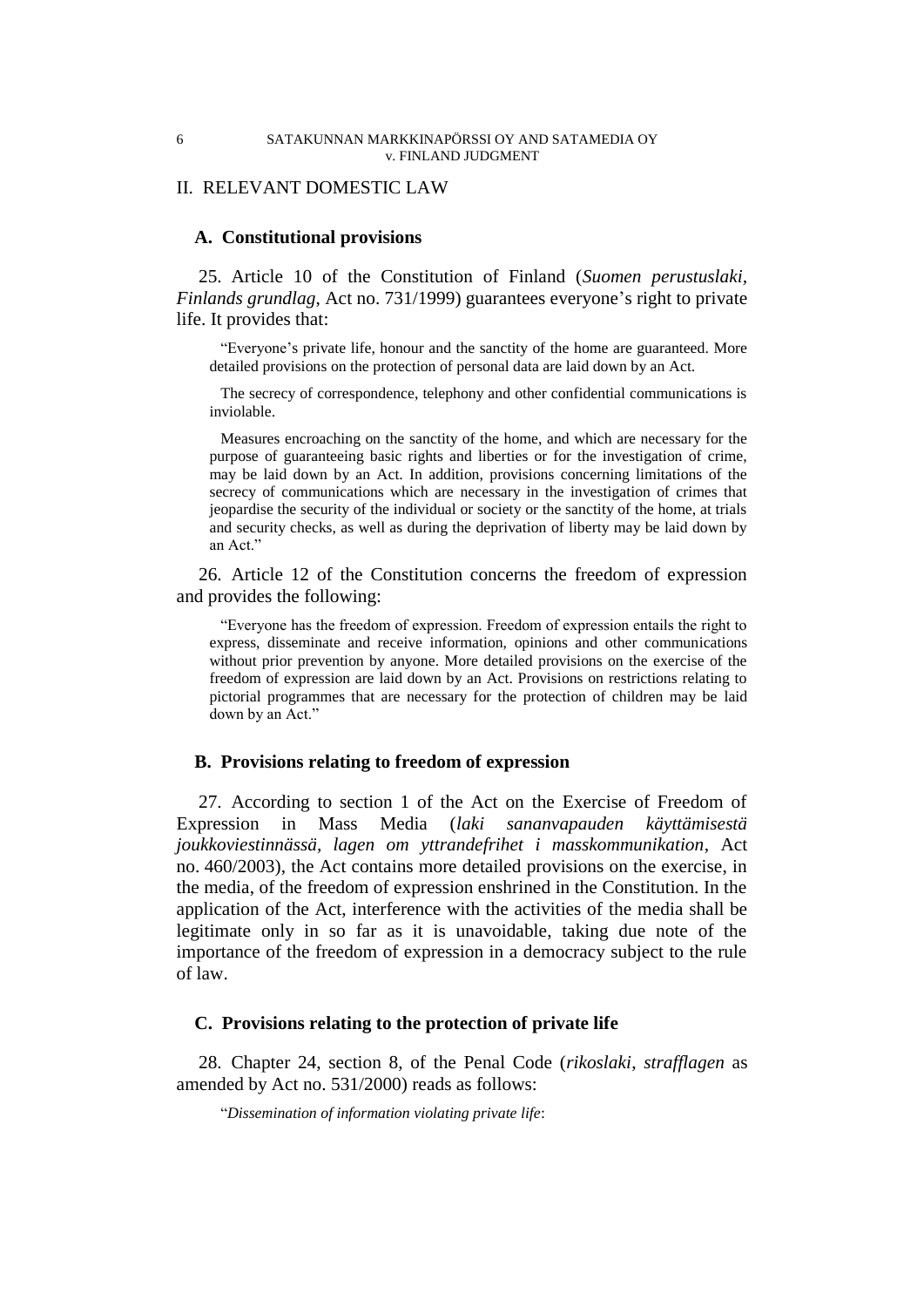## II. RELEVANT DOMESTIC LAW

### A. Constitutional provisions

25. Article 10 of the Constitution of Finland (*Suomen perustuslaki, Finlands grundlag*, Act no. 731/1999) guarantees everyone's right to private life. It provides that:

> "Everyone's private life, honour and the sanctity of the home are guaranteed. More detailed provisions on the protection of personal data are laid down by an Act.
>
> The secrecy of correspondence, telephony and other confidential communications is inviolable.
>
> Measures encroaching on the sanctity of the home, and which are necessary for the purpose of guaranteeing basic rights and liberties or for the investigation of crime, may be laid down by an Act. In addition, provisions concerning limitations of the secrecy of communications which are necessary in the investigation of crimes that jeopardise the security of the individual or society or the sanctity of the home, at trials and security checks, as well as during the deprivation of liberty may be laid down by an Act."

26. Article 12 of the Constitution concerns the freedom of expression and provides the following:

> "Everyone has the freedom of expression. Freedom of expression entails the right to express, disseminate and receive information, opinions and other communications without prior prevention by anyone. More detailed provisions on the exercise of the freedom of expression are laid down by an Act. Provisions on restrictions relating to pictorial programmes that are necessary for the protection of children may be laid down by an Act."

### B. Provisions relating to freedom of expression

27. According to section 1 of the Act on the Exercise of Freedom of Expression in Mass Media (*laki sananvapauden käyttämisestä joukkoviestinnässä, lagen om yttrandefrihet i masskommunikation*, Act no. 460/2003), the Act contains more detailed provisions on the exercise, in the media, of the freedom of expression enshrined in the Constitution. In the application of the Act, interference with the activities of the media shall be legitimate only in so far as it is unavoidable, taking due note of the importance of the freedom of expression in a democracy subject to the rule of law.

### C. Provisions relating to the protection of private life

28. Chapter 24, section 8, of the Penal Code (*rikoslaki, strafflagen* as amended by Act no. 531/2000) reads as follows:

> "*Dissemination of information violating private life*: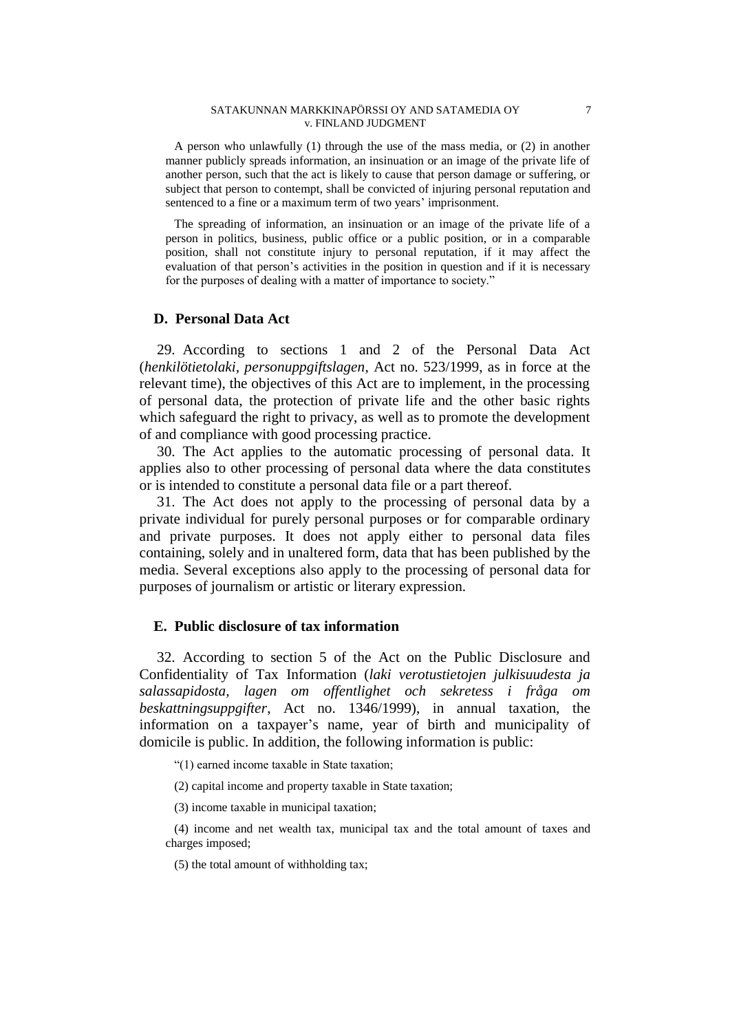A person who unlawfully (1) through the use of the mass media, or (2) in another manner publicly spreads information, an insinuation or an image of the private life of another person, such that the act is likely to cause that person damage or suffering, or subject that person to contempt, shall be convicted of injuring personal reputation and sentenced to a fine or a maximum term of two years' imprisonment.

The spreading of information, an insinuation or an image of the private life of a person in politics, business, public office or a public position, or in a comparable position, shall not constitute injury to personal reputation, if it may affect the evaluation of that person's activities in the position in question and if it is necessary for the purposes of dealing with a matter of importance to society."

### D. Personal Data Act

29. According to sections 1 and 2 of the Personal Data Act (*henkilötietolaki*, *personuppgiftslagen*, Act no. 523/1999, as in force at the relevant time), the objectives of this Act are to implement, in the processing of personal data, the protection of private life and the other basic rights which safeguard the right to privacy, as well as to promote the development of and compliance with good processing practice.

30. The Act applies to the automatic processing of personal data. It applies also to other processing of personal data where the data constitutes or is intended to constitute a personal data file or a part thereof.

31. The Act does not apply to the processing of personal data by a private individual for purely personal purposes or for comparable ordinary and private purposes. It does not apply either to personal data files containing, solely and in unaltered form, data that has been published by the media. Several exceptions also apply to the processing of personal data for purposes of journalism or artistic or literary expression.

### E. Public disclosure of tax information

32. According to section 5 of the Act on the Public Disclosure and Confidentiality of Tax Information (*laki verotustietojen julkisuudesta ja salassapidosta*, *lagen om offentlighet och sekretess i fråga om beskattningsuppgifter*, Act no. 1346/1999), in annual taxation, the information on a taxpayer's name, year of birth and municipality of domicile is public. In addition, the following information is public:

"(1) earned income taxable in State taxation;

(2) capital income and property taxable in State taxation;

(3) income taxable in municipal taxation;

(4) income and net wealth tax, municipal tax and the total amount of taxes and charges imposed;

(5) the total amount of withholding tax;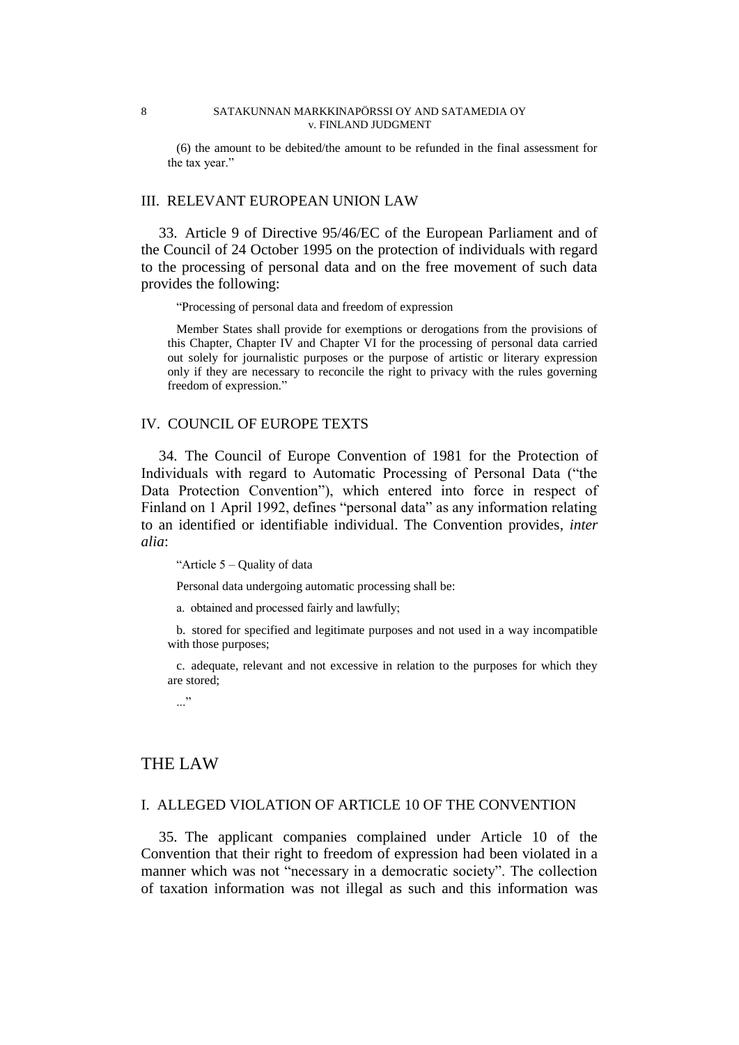(6) the amount to be debited/the amount to be refunded in the final assessment for the tax year."

## III. RELEVANT EUROPEAN UNION LAW

33. Article 9 of Directive 95/46/EC of the European Parliament and of the Council of 24 October 1995 on the protection of individuals with regard to the processing of personal data and on the free movement of such data provides the following:

> "Processing of personal data and freedom of expression
>
> Member States shall provide for exemptions or derogations from the provisions of this Chapter, Chapter IV and Chapter VI for the processing of personal data carried out solely for journalistic purposes or the purpose of artistic or literary expression only if they are necessary to reconcile the right to privacy with the rules governing freedom of expression."

## IV. COUNCIL OF EUROPE TEXTS

34. The Council of Europe Convention of 1981 for the Protection of Individuals with regard to Automatic Processing of Personal Data ("the Data Protection Convention"), which entered into force in respect of Finland on 1 April 1992, defines "personal data" as any information relating to an identified or identifiable individual. The Convention provides, *inter alia*:

> "Article 5 – Quality of data
>
> Personal data undergoing automatic processing shall be:
>
> a. obtained and processed fairly and lawfully;
>
> b. stored for specified and legitimate purposes and not used in a way incompatible with those purposes;
>
> c. adequate, relevant and not excessive in relation to the purposes for which they are stored;
>
> ..."

# THE LAW

## I. ALLEGED VIOLATION OF ARTICLE 10 OF THE CONVENTION

35. The applicant companies complained under Article 10 of the Convention that their right to freedom of expression had been violated in a manner which was not "necessary in a democratic society". The collection of taxation information was not illegal as such and this information was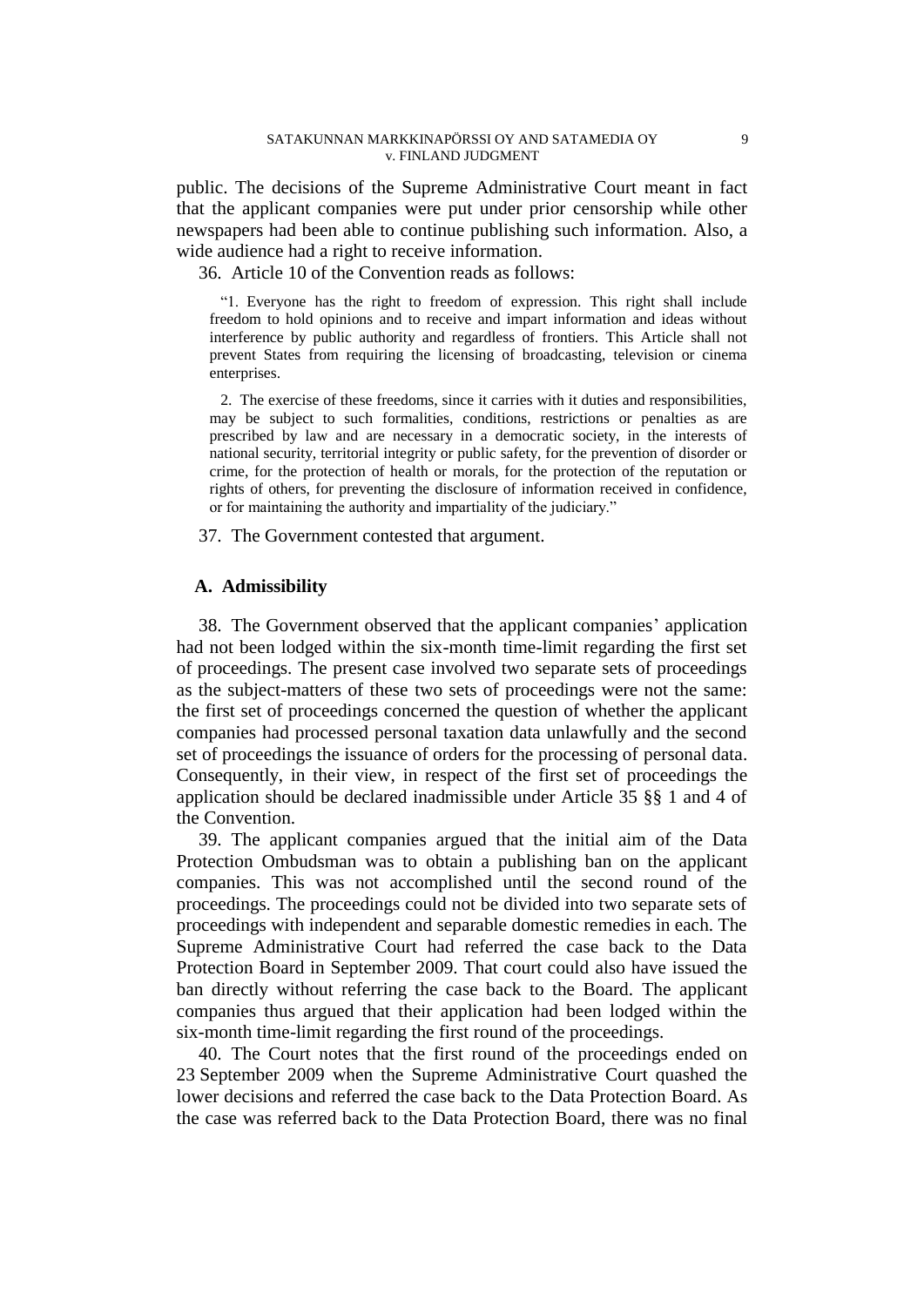public. The decisions of the Supreme Administrative Court meant in fact that the applicant companies were put under prior censorship while other newspapers had been able to continue publishing such information. Also, a wide audience had a right to receive information.

36. Article 10 of the Convention reads as follows:

> "1. Everyone has the right to freedom of expression. This right shall include freedom to hold opinions and to receive and impart information and ideas without interference by public authority and regardless of frontiers. This Article shall not prevent States from requiring the licensing of broadcasting, television or cinema enterprises.
>
> 2. The exercise of these freedoms, since it carries with it duties and responsibilities, may be subject to such formalities, conditions, restrictions or penalties as are prescribed by law and are necessary in a democratic society, in the interests of national security, territorial integrity or public safety, for the prevention of disorder or crime, for the protection of health or morals, for the protection of the reputation or rights of others, for preventing the disclosure of information received in confidence, or for maintaining the authority and impartiality of the judiciary."

37. The Government contested that argument.

## A. Admissibility

38. The Government observed that the applicant companies' application had not been lodged within the six-month time-limit regarding the first set of proceedings. The present case involved two separate sets of proceedings as the subject-matters of these two sets of proceedings were not the same: the first set of proceedings concerned the question of whether the applicant companies had processed personal taxation data unlawfully and the second set of proceedings the issuance of orders for the processing of personal data. Consequently, in their view, in respect of the first set of proceedings the application should be declared inadmissible under Article 35 §§ 1 and 4 of the Convention.

39. The applicant companies argued that the initial aim of the Data Protection Ombudsman was to obtain a publishing ban on the applicant companies. This was not accomplished until the second round of the proceedings. The proceedings could not be divided into two separate sets of proceedings with independent and separable domestic remedies in each. The Supreme Administrative Court had referred the case back to the Data Protection Board in September 2009. That court could also have issued the ban directly without referring the case back to the Board. The applicant companies thus argued that their application had been lodged within the six-month time-limit regarding the first round of the proceedings.

40. The Court notes that the first round of the proceedings ended on 23 September 2009 when the Supreme Administrative Court quashed the lower decisions and referred the case back to the Data Protection Board. As the case was referred back to the Data Protection Board, there was no final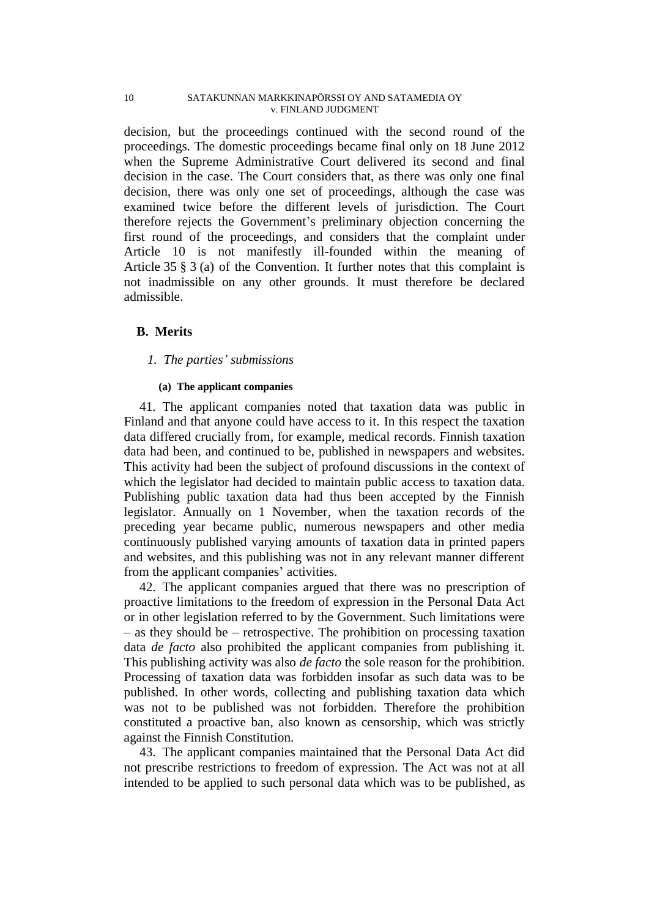decision, but the proceedings continued with the second round of the proceedings. The domestic proceedings became final only on 18 June 2012 when the Supreme Administrative Court delivered its second and final decision in the case. The Court considers that, as there was only one final decision, there was only one set of proceedings, although the case was examined twice before the different levels of jurisdiction. The Court therefore rejects the Government's preliminary objection concerning the first round of the proceedings, and considers that the complaint under Article 10 is not manifestly ill-founded within the meaning of Article 35 § 3 (a) of the Convention. It further notes that this complaint is not inadmissible on any other grounds. It must therefore be declared admissible.

## B. Merits

### 1. *The parties' submissions*

#### (a) The applicant companies

41. The applicant companies noted that taxation data was public in Finland and that anyone could have access to it. In this respect the taxation data differed crucially from, for example, medical records. Finnish taxation data had been, and continued to be, published in newspapers and websites. This activity had been the subject of profound discussions in the context of which the legislator had decided to maintain public access to taxation data. Publishing public taxation data had thus been accepted by the Finnish legislator. Annually on 1 November, when the taxation records of the preceding year became public, numerous newspapers and other media continuously published varying amounts of taxation data in printed papers and websites, and this publishing was not in any relevant manner different from the applicant companies' activities.

42. The applicant companies argued that there was no prescription of proactive limitations to the freedom of expression in the Personal Data Act or in other legislation referred to by the Government. Such limitations were – as they should be – retrospective. The prohibition on processing taxation data *de facto* also prohibited the applicant companies from publishing it. This publishing activity was also *de facto* the sole reason for the prohibition. Processing of taxation data was forbidden insofar as such data was to be published. In other words, collecting and publishing taxation data which was not to be published was not forbidden. Therefore the prohibition constituted a proactive ban, also known as censorship, which was strictly against the Finnish Constitution.

43. The applicant companies maintained that the Personal Data Act did not prescribe restrictions to freedom of expression. The Act was not at all intended to be applied to such personal data which was to be published, as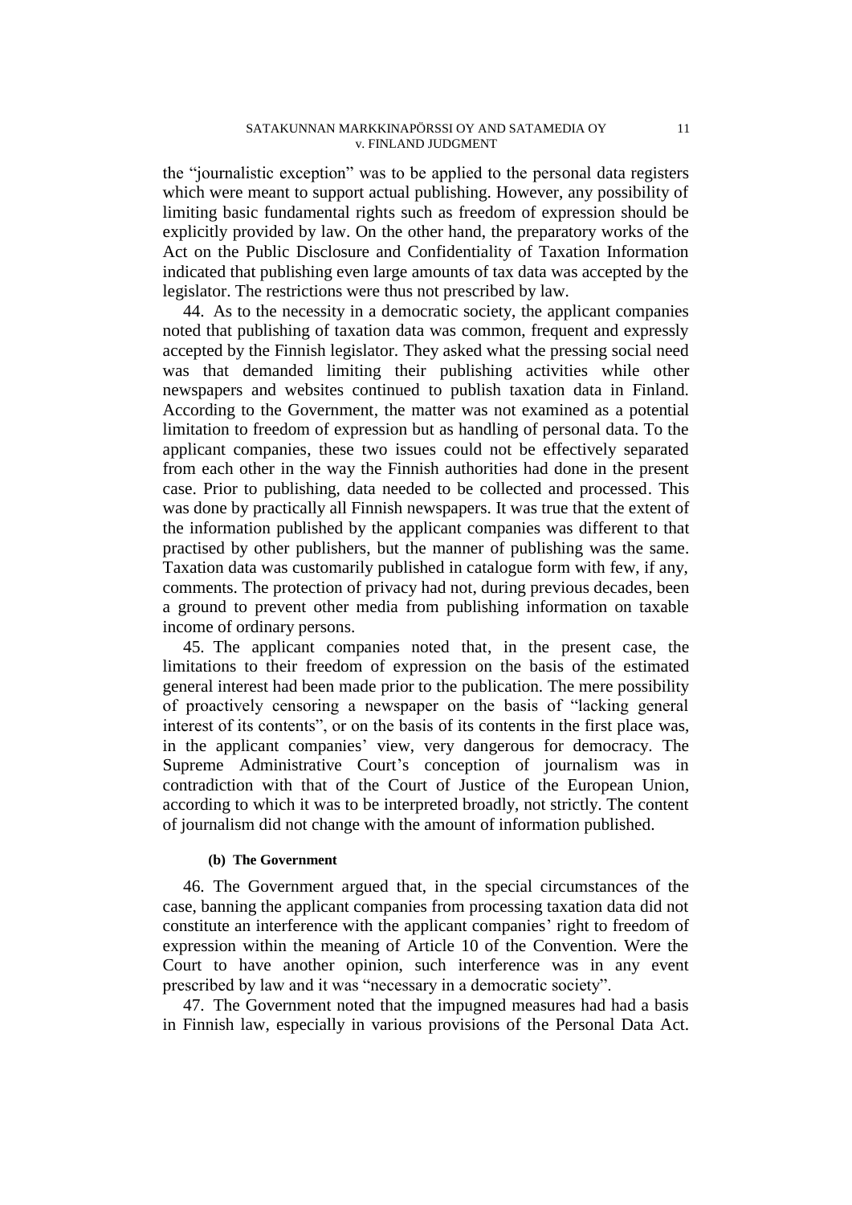the "journalistic exception" was to be applied to the personal data registers which were meant to support actual publishing. However, any possibility of limiting basic fundamental rights such as freedom of expression should be explicitly provided by law. On the other hand, the preparatory works of the Act on the Public Disclosure and Confidentiality of Taxation Information indicated that publishing even large amounts of tax data was accepted by the legislator. The restrictions were thus not prescribed by law.

44. As to the necessity in a democratic society, the applicant companies noted that publishing of taxation data was common, frequent and expressly accepted by the Finnish legislator. They asked what the pressing social need was that demanded limiting their publishing activities while other newspapers and websites continued to publish taxation data in Finland. According to the Government, the matter was not examined as a potential limitation to freedom of expression but as handling of personal data. To the applicant companies, these two issues could not be effectively separated from each other in the way the Finnish authorities had done in the present case. Prior to publishing, data needed to be collected and processed. This was done by practically all Finnish newspapers. It was true that the extent of the information published by the applicant companies was different to that practised by other publishers, but the manner of publishing was the same. Taxation data was customarily published in catalogue form with few, if any, comments. The protection of privacy had not, during previous decades, been a ground to prevent other media from publishing information on taxable income of ordinary persons.

45. The applicant companies noted that, in the present case, the limitations to their freedom of expression on the basis of the estimated general interest had been made prior to the publication. The mere possibility of proactively censoring a newspaper on the basis of "lacking general interest of its contents", or on the basis of its contents in the first place was, in the applicant companies' view, very dangerous for democracy. The Supreme Administrative Court's conception of journalism was in contradiction with that of the Court of Justice of the European Union, according to which it was to be interpreted broadly, not strictly. The content of journalism did not change with the amount of information published.

#### (b) The Government

46. The Government argued that, in the special circumstances of the case, banning the applicant companies from processing taxation data did not constitute an interference with the applicant companies' right to freedom of expression within the meaning of Article 10 of the Convention. Were the Court to have another opinion, such interference was in any event prescribed by law and it was "necessary in a democratic society".

47. The Government noted that the impugned measures had had a basis in Finnish law, especially in various provisions of the Personal Data Act.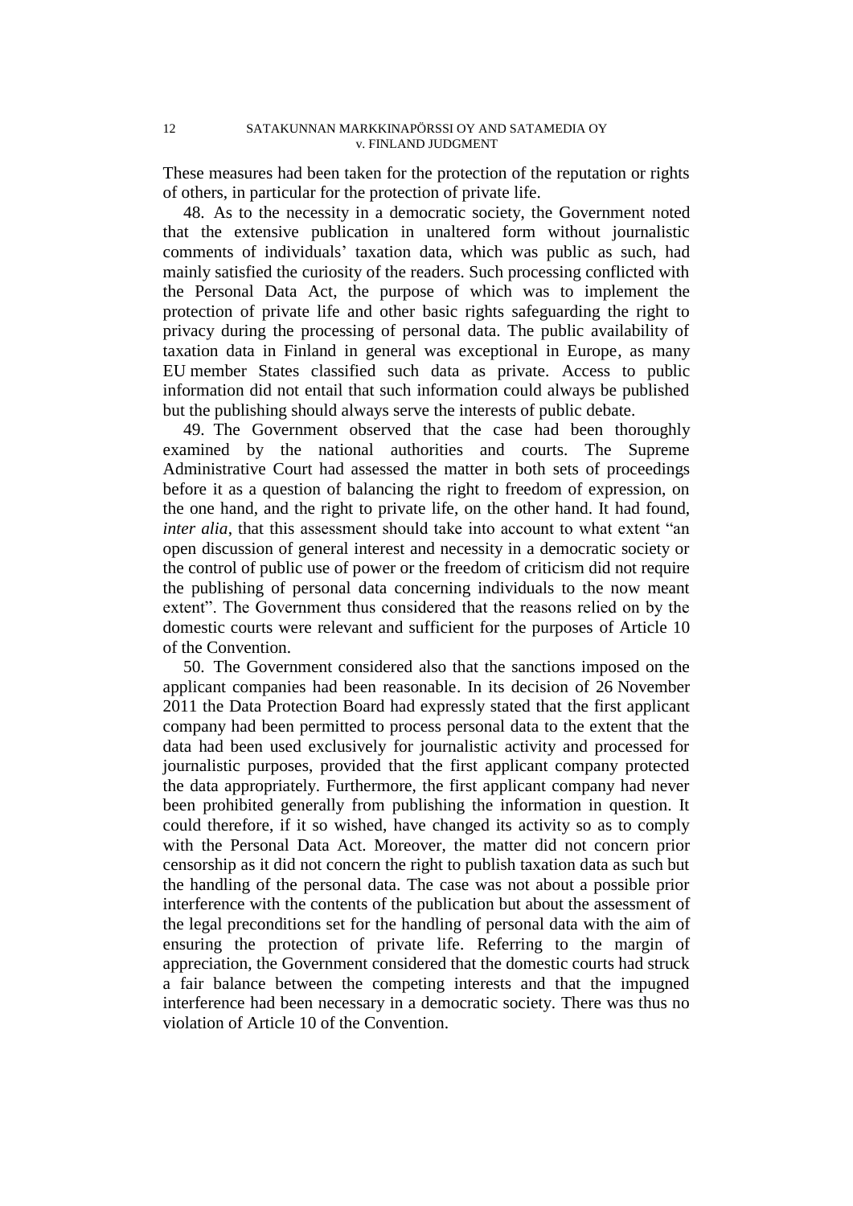These measures had been taken for the protection of the reputation or rights of others, in particular for the protection of private life.

48. As to the necessity in a democratic society, the Government noted that the extensive publication in unaltered form without journalistic comments of individuals' taxation data, which was public as such, had mainly satisfied the curiosity of the readers. Such processing conflicted with the Personal Data Act, the purpose of which was to implement the protection of private life and other basic rights safeguarding the right to privacy during the processing of personal data. The public availability of taxation data in Finland in general was exceptional in Europe, as many EU member States classified such data as private. Access to public information did not entail that such information could always be published but the publishing should always serve the interests of public debate.

49. The Government observed that the case had been thoroughly examined by the national authorities and courts. The Supreme Administrative Court had assessed the matter in both sets of proceedings before it as a question of balancing the right to freedom of expression, on the one hand, and the right to private life, on the other hand. It had found, *inter alia*, that this assessment should take into account to what extent "an open discussion of general interest and necessity in a democratic society or the control of public use of power or the freedom of criticism did not require the publishing of personal data concerning individuals to the now meant extent". The Government thus considered that the reasons relied on by the domestic courts were relevant and sufficient for the purposes of Article 10 of the Convention.

50. The Government considered also that the sanctions imposed on the applicant companies had been reasonable. In its decision of 26 November 2011 the Data Protection Board had expressly stated that the first applicant company had been permitted to process personal data to the extent that the data had been used exclusively for journalistic activity and processed for journalistic purposes, provided that the first applicant company protected the data appropriately. Furthermore, the first applicant company had never been prohibited generally from publishing the information in question. It could therefore, if it so wished, have changed its activity so as to comply with the Personal Data Act. Moreover, the matter did not concern prior censorship as it did not concern the right to publish taxation data as such but the handling of the personal data. The case was not about a possible prior interference with the contents of the publication but about the assessment of the legal preconditions set for the handling of personal data with the aim of ensuring the protection of private life. Referring to the margin of appreciation, the Government considered that the domestic courts had struck a fair balance between the competing interests and that the impugned interference had been necessary in a democratic society. There was thus no violation of Article 10 of the Convention.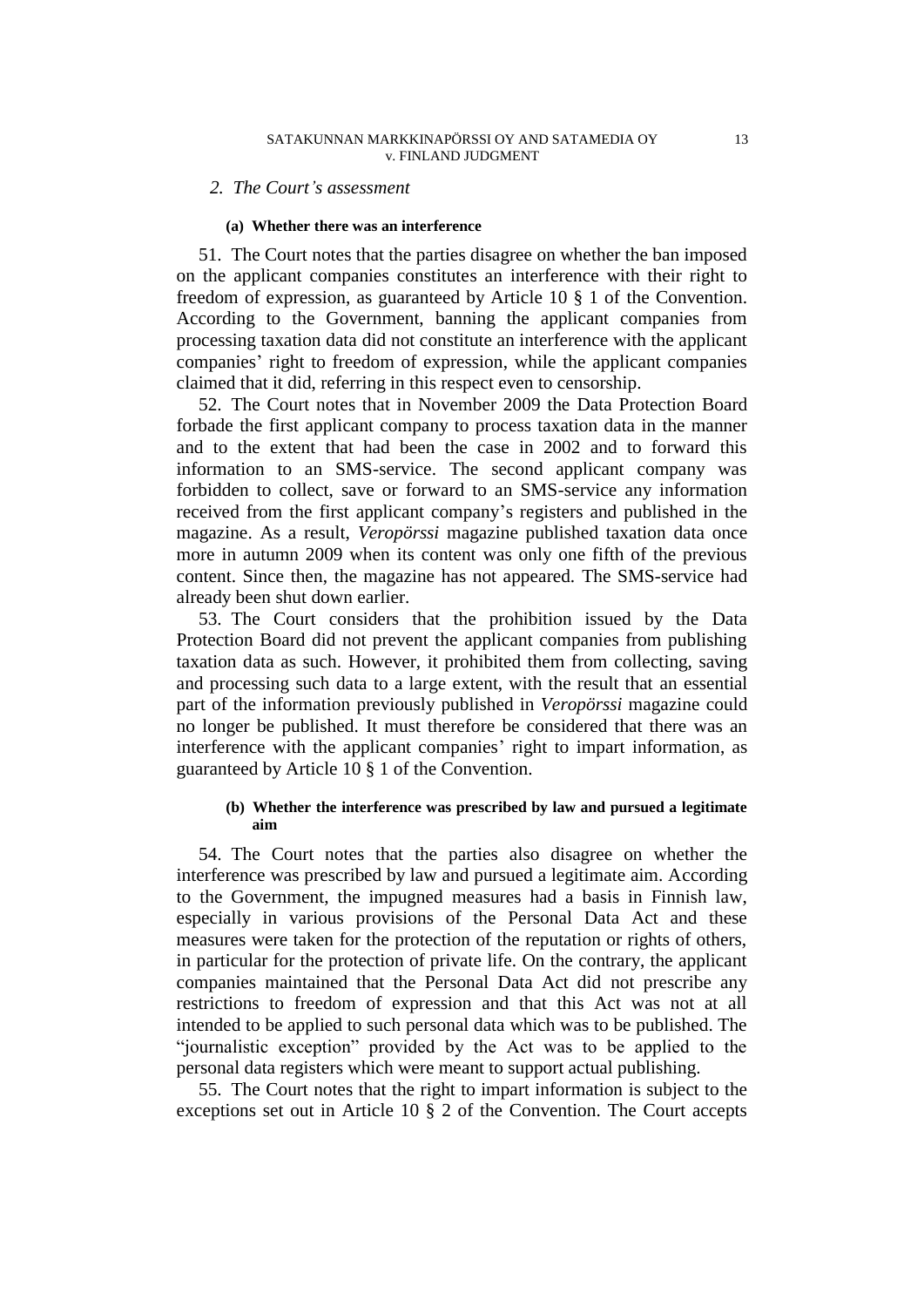## 2. *The Court's assessment*

### (a) Whether there was an interference

51. The Court notes that the parties disagree on whether the ban imposed on the applicant companies constitutes an interference with their right to freedom of expression, as guaranteed by Article 10 § 1 of the Convention. According to the Government, banning the applicant companies from processing taxation data did not constitute an interference with the applicant companies' right to freedom of expression, while the applicant companies claimed that it did, referring in this respect even to censorship.

52. The Court notes that in November 2009 the Data Protection Board forbade the first applicant company to process taxation data in the manner and to the extent that had been the case in 2002 and to forward this information to an SMS-service. The second applicant company was forbidden to collect, save or forward to an SMS-service any information received from the first applicant company's registers and published in the magazine. As a result, *Veropörssi* magazine published taxation data once more in autumn 2009 when its content was only one fifth of the previous content. Since then, the magazine has not appeared. The SMS-service had already been shut down earlier.

53. The Court considers that the prohibition issued by the Data Protection Board did not prevent the applicant companies from publishing taxation data as such. However, it prohibited them from collecting, saving and processing such data to a large extent, with the result that an essential part of the information previously published in *Veropörssi* magazine could no longer be published. It must therefore be considered that there was an interference with the applicant companies' right to impart information, as guaranteed by Article 10 § 1 of the Convention.

### (b) Whether the interference was prescribed by law and pursued a legitimate aim

54. The Court notes that the parties also disagree on whether the interference was prescribed by law and pursued a legitimate aim. According to the Government, the impugned measures had a basis in Finnish law, especially in various provisions of the Personal Data Act and these measures were taken for the protection of the reputation or rights of others, in particular for the protection of private life. On the contrary, the applicant companies maintained that the Personal Data Act did not prescribe any restrictions to freedom of expression and that this Act was not at all intended to be applied to such personal data which was to be published. The "journalistic exception" provided by the Act was to be applied to the personal data registers which were meant to support actual publishing.

55. The Court notes that the right to impart information is subject to the exceptions set out in Article 10 § 2 of the Convention. The Court accepts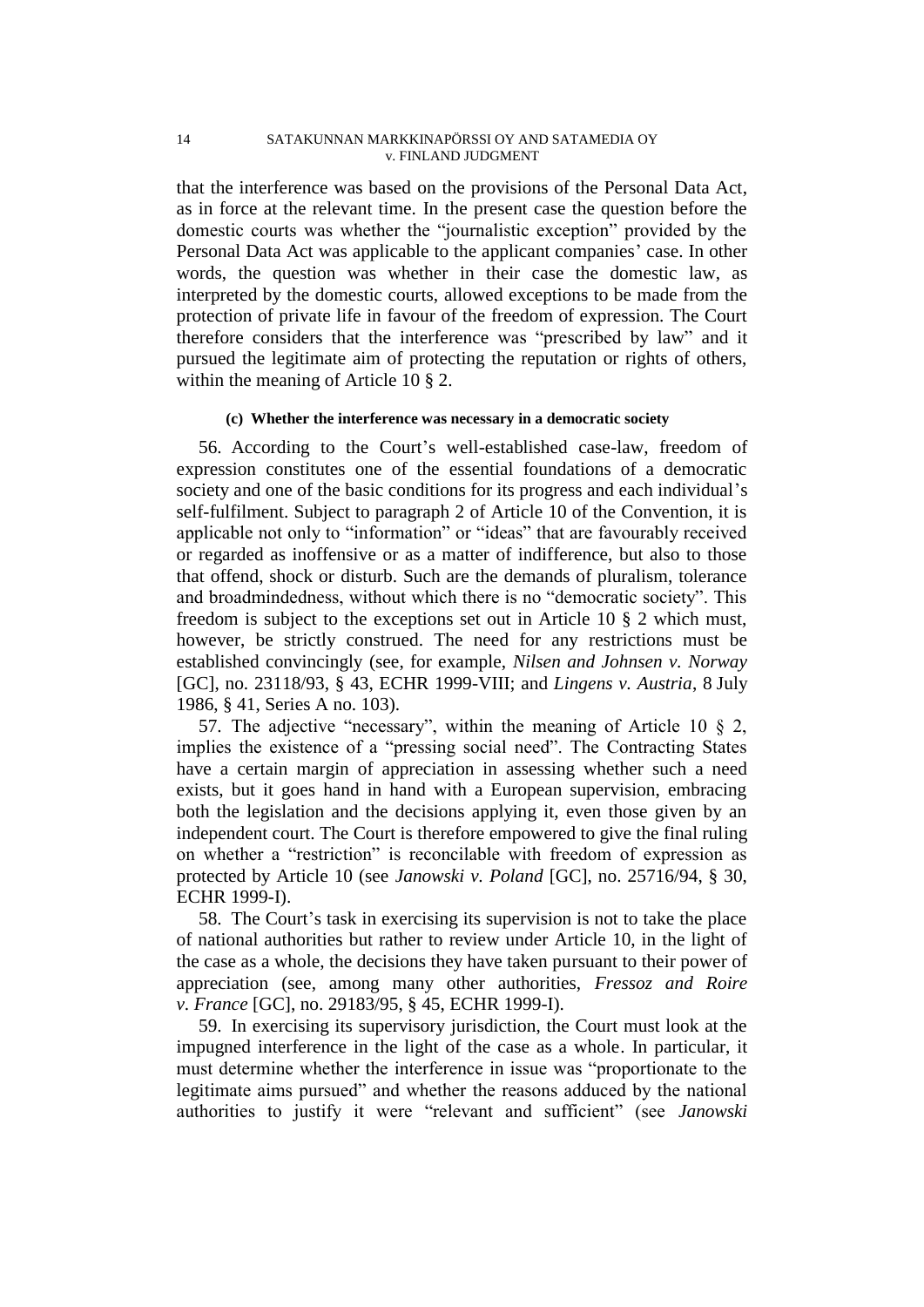that the interference was based on the provisions of the Personal Data Act, as in force at the relevant time. In the present case the question before the domestic courts was whether the "journalistic exception" provided by the Personal Data Act was applicable to the applicant companies' case. In other words, the question was whether in their case the domestic law, as interpreted by the domestic courts, allowed exceptions to be made from the protection of private life in favour of the freedom of expression. The Court therefore considers that the interference was "prescribed by law" and it pursued the legitimate aim of protecting the reputation or rights of others, within the meaning of Article 10 § 2.

#### (c) Whether the interference was necessary in a democratic society

56. According to the Court's well-established case-law, freedom of expression constitutes one of the essential foundations of a democratic society and one of the basic conditions for its progress and each individual's self-fulfilment. Subject to paragraph 2 of Article 10 of the Convention, it is applicable not only to "information" or "ideas" that are favourably received or regarded as inoffensive or as a matter of indifference, but also to those that offend, shock or disturb. Such are the demands of pluralism, tolerance and broadmindedness, without which there is no "democratic society". This freedom is subject to the exceptions set out in Article 10 § 2 which must, however, be strictly construed. The need for any restrictions must be established convincingly (see, for example, *Nilsen and Johnsen v. Norway* [GC], no. 23118/93, § 43, ECHR 1999-VIII; and *Lingens v. Austria*, 8 July 1986, § 41, Series A no. 103).

57. The adjective "necessary", within the meaning of Article 10 § 2, implies the existence of a "pressing social need". The Contracting States have a certain margin of appreciation in assessing whether such a need exists, but it goes hand in hand with a European supervision, embracing both the legislation and the decisions applying it, even those given by an independent court. The Court is therefore empowered to give the final ruling on whether a "restriction" is reconcilable with freedom of expression as protected by Article 10 (see *Janowski v. Poland* [GC], no. 25716/94, § 30, ECHR 1999-I).

58. The Court's task in exercising its supervision is not to take the place of national authorities but rather to review under Article 10, in the light of the case as a whole, the decisions they have taken pursuant to their power of appreciation (see, among many other authorities, *Fressoz and Roire v. France* [GC], no. 29183/95, § 45, ECHR 1999-I).

59. In exercising its supervisory jurisdiction, the Court must look at the impugned interference in the light of the case as a whole. In particular, it must determine whether the interference in issue was "proportionate to the legitimate aims pursued" and whether the reasons adduced by the national authorities to justify it were "relevant and sufficient" (see *Janowski*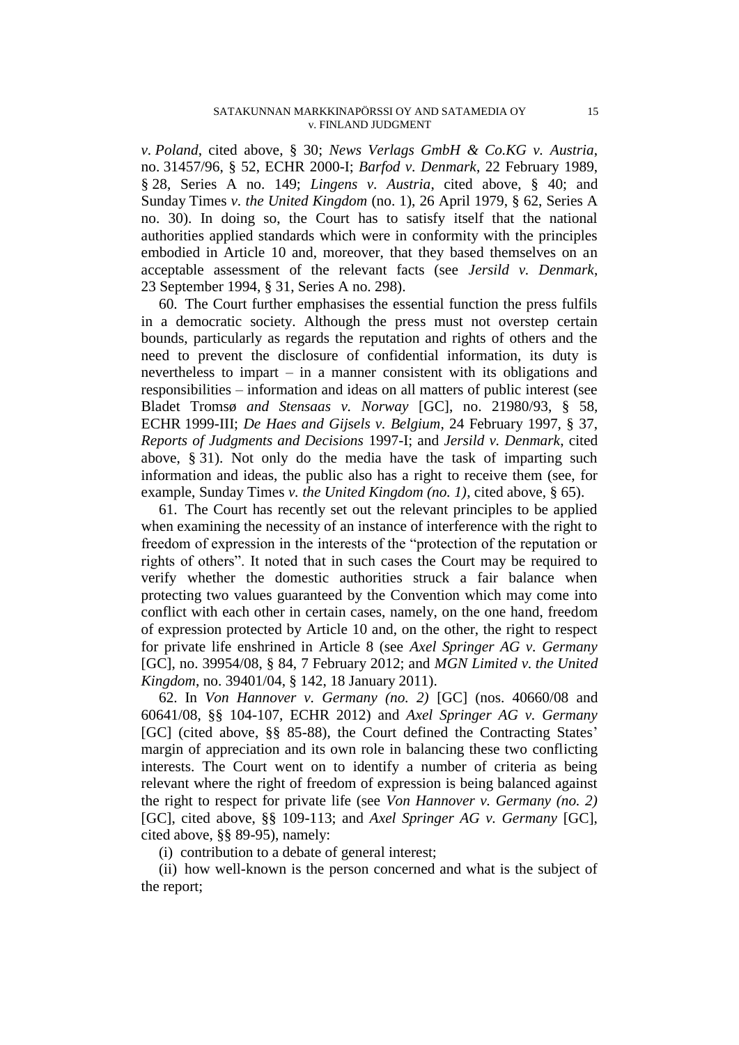*v. Poland*, cited above, § 30; *News Verlags GmbH & Co.KG v. Austria*, no. 31457/96, § 52, ECHR 2000-I; *Barfod v. Denmark*, 22 February 1989, § 28, Series A no. 149; *Lingens v. Austria*, cited above, § 40; and Sunday Times *v. the United Kingdom* (no. 1), 26 April 1979, § 62, Series A no. 30). In doing so, the Court has to satisfy itself that the national authorities applied standards which were in conformity with the principles embodied in Article 10 and, moreover, that they based themselves on an acceptable assessment of the relevant facts (see *Jersild v. Denmark*, 23 September 1994, § 31, Series A no. 298).

60. The Court further emphasises the essential function the press fulfils in a democratic society. Although the press must not overstep certain bounds, particularly as regards the reputation and rights of others and the need to prevent the disclosure of confidential information, its duty is nevertheless to impart – in a manner consistent with its obligations and responsibilities – information and ideas on all matters of public interest (see Bladet Tromsø *and Stensaas v. Norway* [GC], no. 21980/93, § 58, ECHR 1999-III; *De Haes and Gijsels v. Belgium*, 24 February 1997, § 37, *Reports of Judgments and Decisions* 1997-I; and *Jersild v. Denmark*, cited above, § 31). Not only do the media have the task of imparting such information and ideas, the public also has a right to receive them (see, for example, Sunday Times *v. the United Kingdom (no. 1)*, cited above, § 65).

61. The Court has recently set out the relevant principles to be applied when examining the necessity of an instance of interference with the right to freedom of expression in the interests of the "protection of the reputation or rights of others". It noted that in such cases the Court may be required to verify whether the domestic authorities struck a fair balance when protecting two values guaranteed by the Convention which may come into conflict with each other in certain cases, namely, on the one hand, freedom of expression protected by Article 10 and, on the other, the right to respect for private life enshrined in Article 8 (see *Axel Springer AG v. Germany* [GC], no. 39954/08, § 84, 7 February 2012; and *MGN Limited v. the United Kingdom*, no. 39401/04, § 142, 18 January 2011).

62. In *Von Hannover v. Germany (no. 2)* [GC] (nos. 40660/08 and 60641/08, §§ 104-107, ECHR 2012) and *Axel Springer AG v. Germany* [GC] (cited above, §§ 85-88), the Court defined the Contracting States' margin of appreciation and its own role in balancing these two conflicting interests. The Court went on to identify a number of criteria as being relevant where the right of freedom of expression is being balanced against the right to respect for private life (see *Von Hannover v. Germany (no. 2)* [GC], cited above, §§ 109-113; and *Axel Springer AG v. Germany* [GC], cited above, §§ 89-95), namely:

(i) contribution to a debate of general interest;

(ii) how well-known is the person concerned and what is the subject of the report;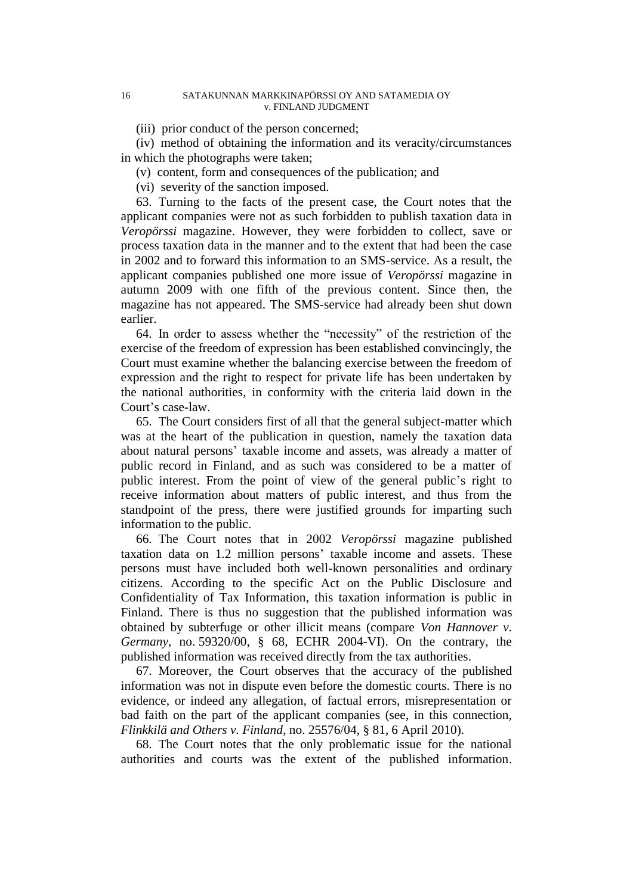(iii) prior conduct of the person concerned;

(iv) method of obtaining the information and its veracity/circumstances in which the photographs were taken;

(v) content, form and consequences of the publication; and

(vi) severity of the sanction imposed.

63. Turning to the facts of the present case, the Court notes that the applicant companies were not as such forbidden to publish taxation data in *Veropörssi* magazine. However, they were forbidden to collect, save or process taxation data in the manner and to the extent that had been the case in 2002 and to forward this information to an SMS-service. As a result, the applicant companies published one more issue of *Veropörssi* magazine in autumn 2009 with one fifth of the previous content. Since then, the magazine has not appeared. The SMS-service had already been shut down earlier.

64. In order to assess whether the "necessity" of the restriction of the exercise of the freedom of expression has been established convincingly, the Court must examine whether the balancing exercise between the freedom of expression and the right to respect for private life has been undertaken by the national authorities, in conformity with the criteria laid down in the Court's case-law.

65. The Court considers first of all that the general subject-matter which was at the heart of the publication in question, namely the taxation data about natural persons' taxable income and assets, was already a matter of public record in Finland, and as such was considered to be a matter of public interest. From the point of view of the general public's right to receive information about matters of public interest, and thus from the standpoint of the press, there were justified grounds for imparting such information to the public.

66. The Court notes that in 2002 *Veropörssi* magazine published taxation data on 1.2 million persons' taxable income and assets. These persons must have included both well-known personalities and ordinary citizens. According to the specific Act on the Public Disclosure and Confidentiality of Tax Information, this taxation information is public in Finland. There is thus no suggestion that the published information was obtained by subterfuge or other illicit means (compare *Von Hannover v. Germany*, no. 59320/00, § 68, ECHR 2004-VI). On the contrary, the published information was received directly from the tax authorities.

67. Moreover, the Court observes that the accuracy of the published information was not in dispute even before the domestic courts. There is no evidence, or indeed any allegation, of factual errors, misrepresentation or bad faith on the part of the applicant companies (see, in this connection, *Flinkkilä and Others v. Finland*, no. 25576/04, § 81, 6 April 2010).

68. The Court notes that the only problematic issue for the national authorities and courts was the extent of the published information.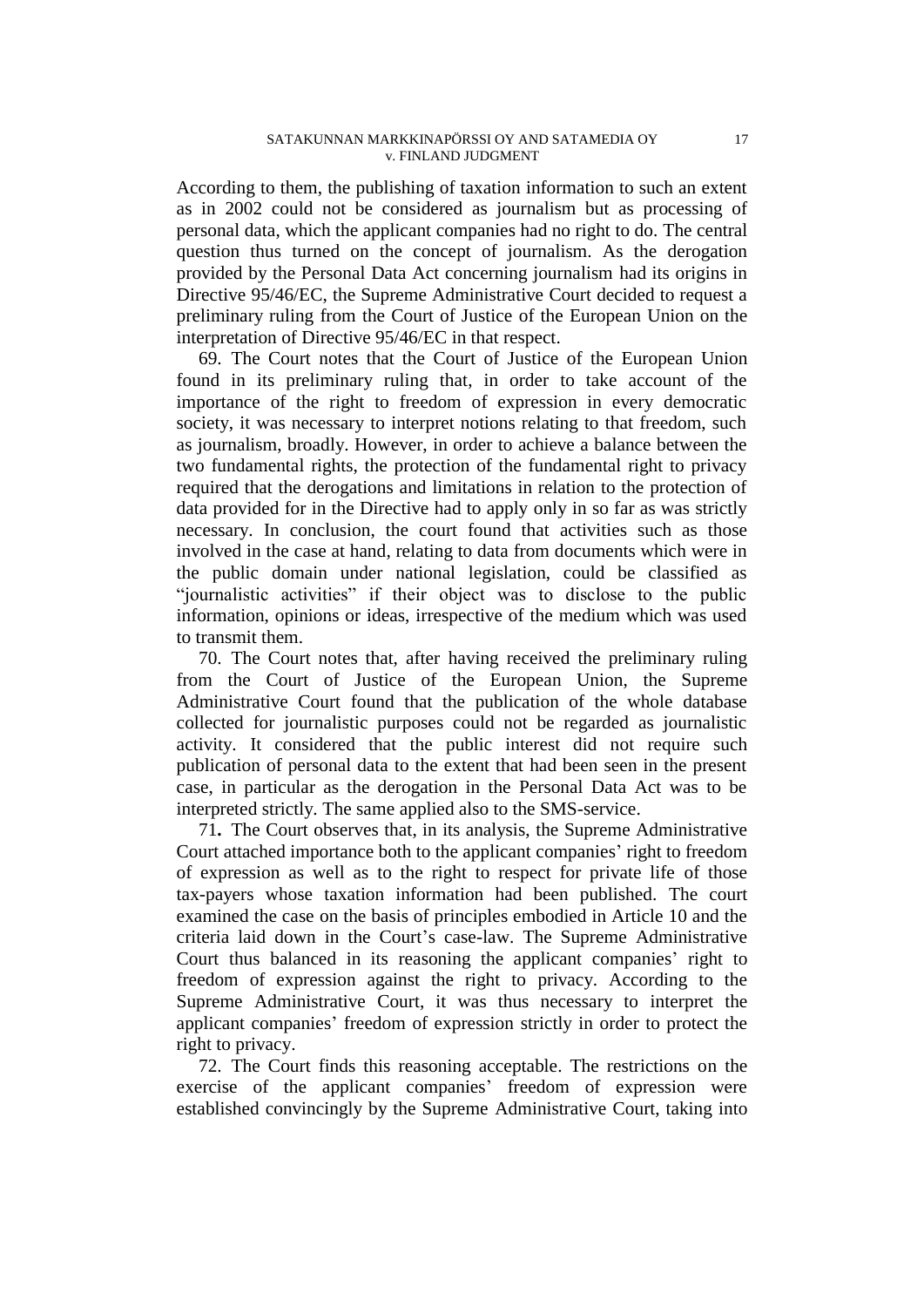According to them, the publishing of taxation information to such an extent as in 2002 could not be considered as journalism but as processing of personal data, which the applicant companies had no right to do. The central question thus turned on the concept of journalism. As the derogation provided by the Personal Data Act concerning journalism had its origins in Directive 95/46/EC, the Supreme Administrative Court decided to request a preliminary ruling from the Court of Justice of the European Union on the interpretation of Directive 95/46/EC in that respect.

69. The Court notes that the Court of Justice of the European Union found in its preliminary ruling that, in order to take account of the importance of the right to freedom of expression in every democratic society, it was necessary to interpret notions relating to that freedom, such as journalism, broadly. However, in order to achieve a balance between the two fundamental rights, the protection of the fundamental right to privacy required that the derogations and limitations in relation to the protection of data provided for in the Directive had to apply only in so far as was strictly necessary. In conclusion, the court found that activities such as those involved in the case at hand, relating to data from documents which were in the public domain under national legislation, could be classified as "journalistic activities" if their object was to disclose to the public information, opinions or ideas, irrespective of the medium which was used to transmit them.

70. The Court notes that, after having received the preliminary ruling from the Court of Justice of the European Union, the Supreme Administrative Court found that the publication of the whole database collected for journalistic purposes could not be regarded as journalistic activity. It considered that the public interest did not require such publication of personal data to the extent that had been seen in the present case, in particular as the derogation in the Personal Data Act was to be interpreted strictly. The same applied also to the SMS-service.

71**.** The Court observes that, in its analysis, the Supreme Administrative Court attached importance both to the applicant companies' right to freedom of expression as well as to the right to respect for private life of those tax-payers whose taxation information had been published. The court examined the case on the basis of principles embodied in Article 10 and the criteria laid down in the Court's case-law. The Supreme Administrative Court thus balanced in its reasoning the applicant companies' right to freedom of expression against the right to privacy. According to the Supreme Administrative Court, it was thus necessary to interpret the applicant companies' freedom of expression strictly in order to protect the right to privacy.

72. The Court finds this reasoning acceptable. The restrictions on the exercise of the applicant companies' freedom of expression were established convincingly by the Supreme Administrative Court, taking into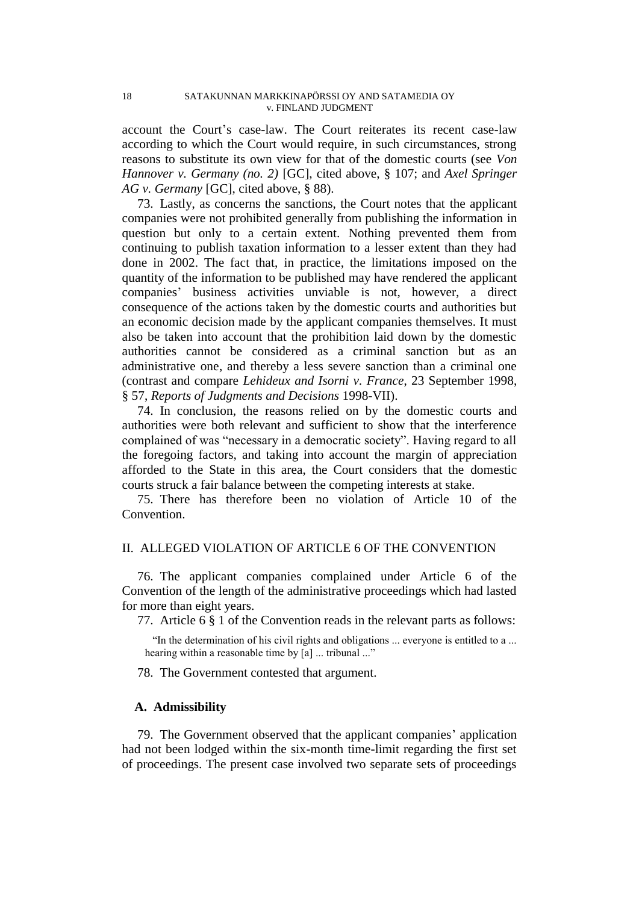account the Court's case-law. The Court reiterates its recent case-law according to which the Court would require, in such circumstances, strong reasons to substitute its own view for that of the domestic courts (see *Von Hannover v. Germany (no. 2)* [GC], cited above, § 107; and *Axel Springer AG v. Germany* [GC], cited above, § 88).

73. Lastly, as concerns the sanctions, the Court notes that the applicant companies were not prohibited generally from publishing the information in question but only to a certain extent. Nothing prevented them from continuing to publish taxation information to a lesser extent than they had done in 2002. The fact that, in practice, the limitations imposed on the quantity of the information to be published may have rendered the applicant companies' business activities unviable is not, however, a direct consequence of the actions taken by the domestic courts and authorities but an economic decision made by the applicant companies themselves. It must also be taken into account that the prohibition laid down by the domestic authorities cannot be considered as a criminal sanction but as an administrative one, and thereby a less severe sanction than a criminal one (contrast and compare *Lehideux and Isorni v. France*, 23 September 1998, § 57, *Reports of Judgments and Decisions* 1998-VII).

74. In conclusion, the reasons relied on by the domestic courts and authorities were both relevant and sufficient to show that the interference complained of was "necessary in a democratic society". Having regard to all the foregoing factors, and taking into account the margin of appreciation afforded to the State in this area, the Court considers that the domestic courts struck a fair balance between the competing interests at stake.

75. There has therefore been no violation of Article 10 of the Convention.

## II. ALLEGED VIOLATION OF ARTICLE 6 OF THE CONVENTION

76. The applicant companies complained under Article 6 of the Convention of the length of the administrative proceedings which had lasted for more than eight years.

77. Article 6 § 1 of the Convention reads in the relevant parts as follows:

> "In the determination of his civil rights and obligations ... everyone is entitled to a ... hearing within a reasonable time by [a] ... tribunal ..."

78. The Government contested that argument.

### A. Admissibility

79. The Government observed that the applicant companies' application had not been lodged within the six-month time-limit regarding the first set of proceedings. The present case involved two separate sets of proceedings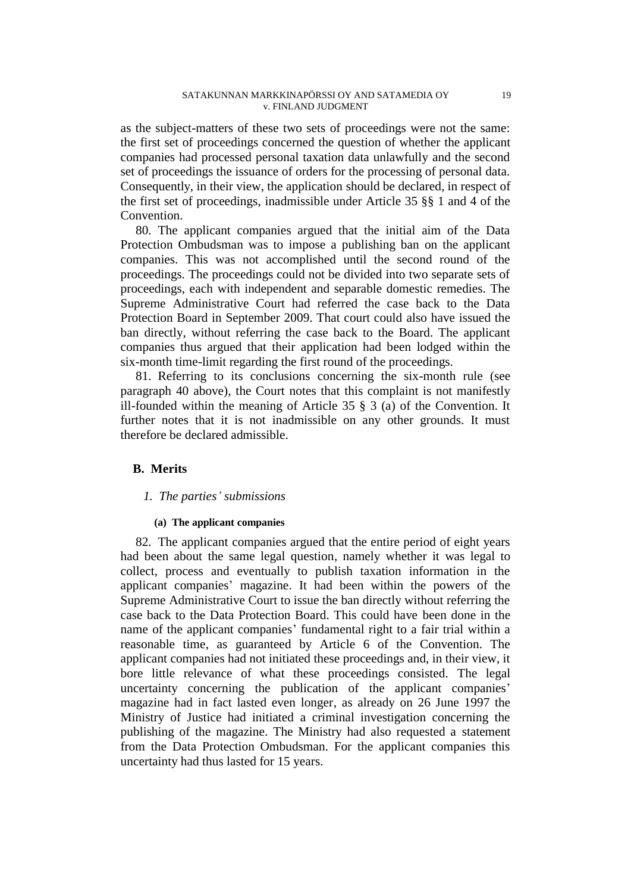as the subject-matters of these two sets of proceedings were not the same: the first set of proceedings concerned the question of whether the applicant companies had processed personal taxation data unlawfully and the second set of proceedings the issuance of orders for the processing of personal data. Consequently, in their view, the application should be declared, in respect of the first set of proceedings, inadmissible under Article 35 §§ 1 and 4 of the Convention.

80. The applicant companies argued that the initial aim of the Data Protection Ombudsman was to impose a publishing ban on the applicant companies. This was not accomplished until the second round of the proceedings. The proceedings could not be divided into two separate sets of proceedings, each with independent and separable domestic remedies. The Supreme Administrative Court had referred the case back to the Data Protection Board in September 2009. That court could also have issued the ban directly, without referring the case back to the Board. The applicant companies thus argued that their application had been lodged within the six-month time-limit regarding the first round of the proceedings.

81. Referring to its conclusions concerning the six-month rule (see paragraph 40 above), the Court notes that this complaint is not manifestly ill-founded within the meaning of Article 35 § 3 (a) of the Convention. It further notes that it is not inadmissible on any other grounds. It must therefore be declared admissible.

## B. Merits

### 1. *The parties' submissions*

#### (a) The applicant companies

82. The applicant companies argued that the entire period of eight years had been about the same legal question, namely whether it was legal to collect, process and eventually to publish taxation information in the applicant companies' magazine. It had been within the powers of the Supreme Administrative Court to issue the ban directly without referring the case back to the Data Protection Board. This could have been done in the name of the applicant companies' fundamental right to a fair trial within a reasonable time, as guaranteed by Article 6 of the Convention. The applicant companies had not initiated these proceedings and, in their view, it bore little relevance of what these proceedings consisted. The legal uncertainty concerning the publication of the applicant companies' magazine had in fact lasted even longer, as already on 26 June 1997 the Ministry of Justice had initiated a criminal investigation concerning the publishing of the magazine. The Ministry had also requested a statement from the Data Protection Ombudsman. For the applicant companies this uncertainty had thus lasted for 15 years.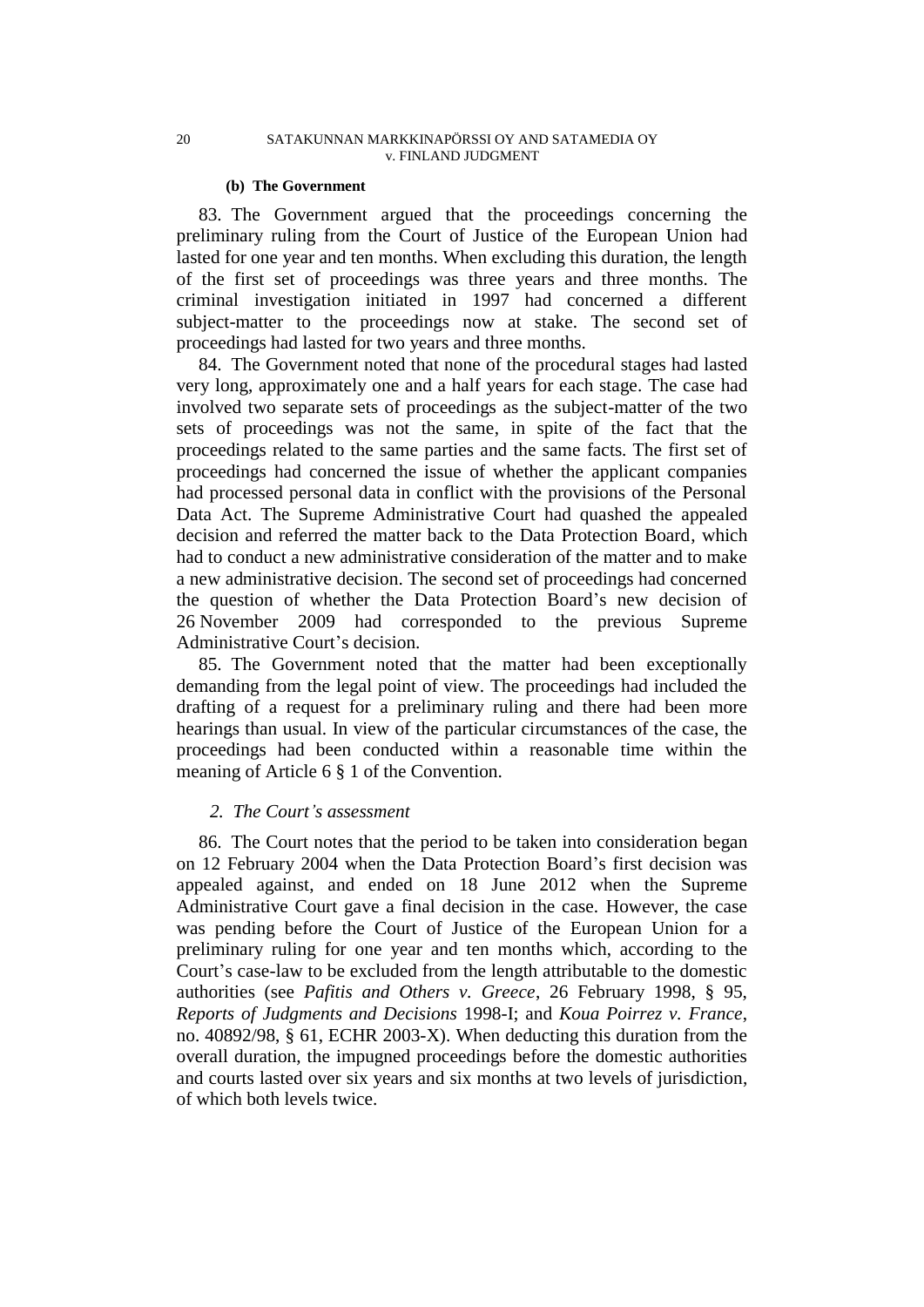#### (b) The Government

83. The Government argued that the proceedings concerning the preliminary ruling from the Court of Justice of the European Union had lasted for one year and ten months. When excluding this duration, the length of the first set of proceedings was three years and three months. The criminal investigation initiated in 1997 had concerned a different subject-matter to the proceedings now at stake. The second set of proceedings had lasted for two years and three months.

84. The Government noted that none of the procedural stages had lasted very long, approximately one and a half years for each stage. The case had involved two separate sets of proceedings as the subject-matter of the two sets of proceedings was not the same, in spite of the fact that the proceedings related to the same parties and the same facts. The first set of proceedings had concerned the issue of whether the applicant companies had processed personal data in conflict with the provisions of the Personal Data Act. The Supreme Administrative Court had quashed the appealed decision and referred the matter back to the Data Protection Board, which had to conduct a new administrative consideration of the matter and to make a new administrative decision. The second set of proceedings had concerned the question of whether the Data Protection Board's new decision of 26 November 2009 had corresponded to the previous Supreme Administrative Court's decision.

85. The Government noted that the matter had been exceptionally demanding from the legal point of view. The proceedings had included the drafting of a request for a preliminary ruling and there had been more hearings than usual. In view of the particular circumstances of the case, the proceedings had been conducted within a reasonable time within the meaning of Article 6 § 1 of the Convention.

### *2. The Court's assessment*

86. The Court notes that the period to be taken into consideration began on 12 February 2004 when the Data Protection Board's first decision was appealed against, and ended on 18 June 2012 when the Supreme Administrative Court gave a final decision in the case. However, the case was pending before the Court of Justice of the European Union for a preliminary ruling for one year and ten months which, according to the Court's case-law to be excluded from the length attributable to the domestic authorities (see *Pafitis and Others v. Greece*, 26 February 1998, § 95, *Reports of Judgments and Decisions* 1998-I; and *Koua Poirrez v. France*, no. 40892/98, § 61, ECHR 2003-X). When deducting this duration from the overall duration, the impugned proceedings before the domestic authorities and courts lasted over six years and six months at two levels of jurisdiction, of which both levels twice.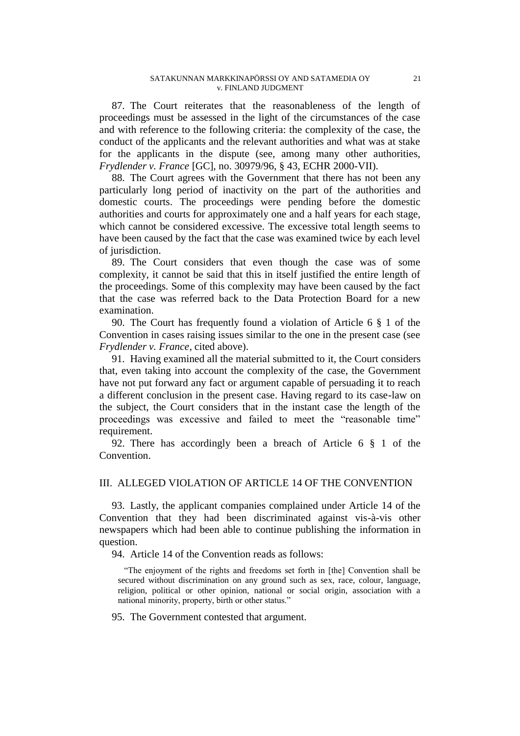87. The Court reiterates that the reasonableness of the length of proceedings must be assessed in the light of the circumstances of the case and with reference to the following criteria: the complexity of the case, the conduct of the applicants and the relevant authorities and what was at stake for the applicants in the dispute (see, among many other authorities, *Frydlender v. France* [GC], no. 30979/96, § 43, ECHR 2000-VII).

88. The Court agrees with the Government that there has not been any particularly long period of inactivity on the part of the authorities and domestic courts. The proceedings were pending before the domestic authorities and courts for approximately one and a half years for each stage, which cannot be considered excessive. The excessive total length seems to have been caused by the fact that the case was examined twice by each level of jurisdiction.

89. The Court considers that even though the case was of some complexity, it cannot be said that this in itself justified the entire length of the proceedings. Some of this complexity may have been caused by the fact that the case was referred back to the Data Protection Board for a new examination.

90. The Court has frequently found a violation of Article 6 § 1 of the Convention in cases raising issues similar to the one in the present case (see *Frydlender v. France*, cited above).

91. Having examined all the material submitted to it, the Court considers that, even taking into account the complexity of the case, the Government have not put forward any fact or argument capable of persuading it to reach a different conclusion in the present case. Having regard to its case-law on the subject, the Court considers that in the instant case the length of the proceedings was excessive and failed to meet the "reasonable time" requirement.

92. There has accordingly been a breach of Article 6 § 1 of the Convention.

## III. ALLEGED VIOLATION OF ARTICLE 14 OF THE CONVENTION

93. Lastly, the applicant companies complained under Article 14 of the Convention that they had been discriminated against vis-à-vis other newspapers which had been able to continue publishing the information in question.

94. Article 14 of the Convention reads as follows:

> "The enjoyment of the rights and freedoms set forth in [the] Convention shall be secured without discrimination on any ground such as sex, race, colour, language, religion, political or other opinion, national or social origin, association with a national minority, property, birth or other status."

95. The Government contested that argument.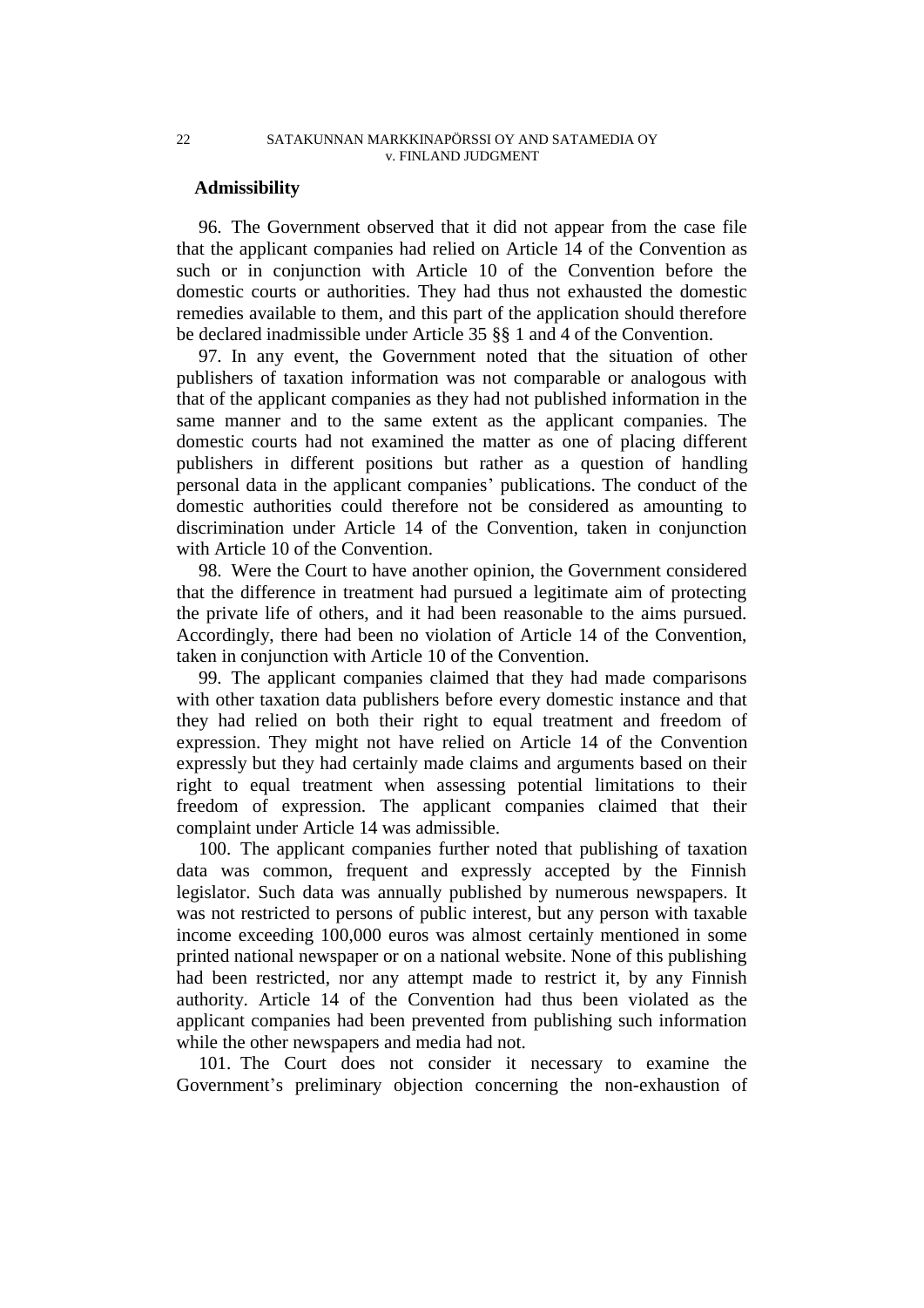**Admissibility**

96. The Government observed that it did not appear from the case file that the applicant companies had relied on Article 14 of the Convention as such or in conjunction with Article 10 of the Convention before the domestic courts or authorities. They had thus not exhausted the domestic remedies available to them, and this part of the application should therefore be declared inadmissible under Article 35 §§ 1 and 4 of the Convention.

97. In any event, the Government noted that the situation of other publishers of taxation information was not comparable or analogous with that of the applicant companies as they had not published information in the same manner and to the same extent as the applicant companies. The domestic courts had not examined the matter as one of placing different publishers in different positions but rather as a question of handling personal data in the applicant companies' publications. The conduct of the domestic authorities could therefore not be considered as amounting to discrimination under Article 14 of the Convention, taken in conjunction with Article 10 of the Convention.

98. Were the Court to have another opinion, the Government considered that the difference in treatment had pursued a legitimate aim of protecting the private life of others, and it had been reasonable to the aims pursued. Accordingly, there had been no violation of Article 14 of the Convention, taken in conjunction with Article 10 of the Convention.

99. The applicant companies claimed that they had made comparisons with other taxation data publishers before every domestic instance and that they had relied on both their right to equal treatment and freedom of expression. They might not have relied on Article 14 of the Convention expressly but they had certainly made claims and arguments based on their right to equal treatment when assessing potential limitations to their freedom of expression. The applicant companies claimed that their complaint under Article 14 was admissible.

100. The applicant companies further noted that publishing of taxation data was common, frequent and expressly accepted by the Finnish legislator. Such data was annually published by numerous newspapers. It was not restricted to persons of public interest, but any person with taxable income exceeding 100,000 euros was almost certainly mentioned in some printed national newspaper or on a national website. None of this publishing had been restricted, nor any attempt made to restrict it, by any Finnish authority. Article 14 of the Convention had thus been violated as the applicant companies had been prevented from publishing such information while the other newspapers and media had not.

101. The Court does not consider it necessary to examine the Government's preliminary objection concerning the non-exhaustion of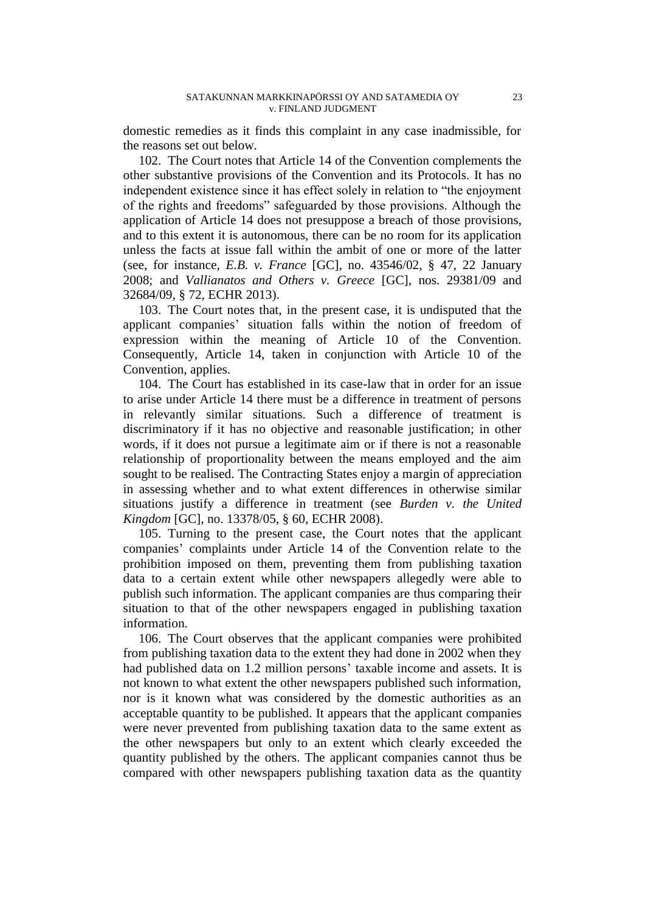domestic remedies as it finds this complaint in any case inadmissible, for the reasons set out below.

102. The Court notes that Article 14 of the Convention complements the other substantive provisions of the Convention and its Protocols. It has no independent existence since it has effect solely in relation to "the enjoyment of the rights and freedoms" safeguarded by those provisions. Although the application of Article 14 does not presuppose a breach of those provisions, and to this extent it is autonomous, there can be no room for its application unless the facts at issue fall within the ambit of one or more of the latter (see, for instance, *E.B. v. France* [GC], no. 43546/02, § 47, 22 January 2008; and *Vallianatos and Others v. Greece* [GC], nos. 29381/09 and 32684/09, § 72, ECHR 2013).

103. The Court notes that, in the present case, it is undisputed that the applicant companies' situation falls within the notion of freedom of expression within the meaning of Article 10 of the Convention. Consequently, Article 14, taken in conjunction with Article 10 of the Convention, applies.

104. The Court has established in its case-law that in order for an issue to arise under Article 14 there must be a difference in treatment of persons in relevantly similar situations. Such a difference of treatment is discriminatory if it has no objective and reasonable justification; in other words, if it does not pursue a legitimate aim or if there is not a reasonable relationship of proportionality between the means employed and the aim sought to be realised. The Contracting States enjoy a margin of appreciation in assessing whether and to what extent differences in otherwise similar situations justify a difference in treatment (see *Burden v. the United Kingdom* [GC], no. 13378/05, § 60, ECHR 2008).

105. Turning to the present case, the Court notes that the applicant companies' complaints under Article 14 of the Convention relate to the prohibition imposed on them, preventing them from publishing taxation data to a certain extent while other newspapers allegedly were able to publish such information. The applicant companies are thus comparing their situation to that of the other newspapers engaged in publishing taxation information.

106. The Court observes that the applicant companies were prohibited from publishing taxation data to the extent they had done in 2002 when they had published data on 1.2 million persons' taxable income and assets. It is not known to what extent the other newspapers published such information, nor is it known what was considered by the domestic authorities as an acceptable quantity to be published. It appears that the applicant companies were never prevented from publishing taxation data to the same extent as the other newspapers but only to an extent which clearly exceeded the quantity published by the others. The applicant companies cannot thus be compared with other newspapers publishing taxation data as the quantity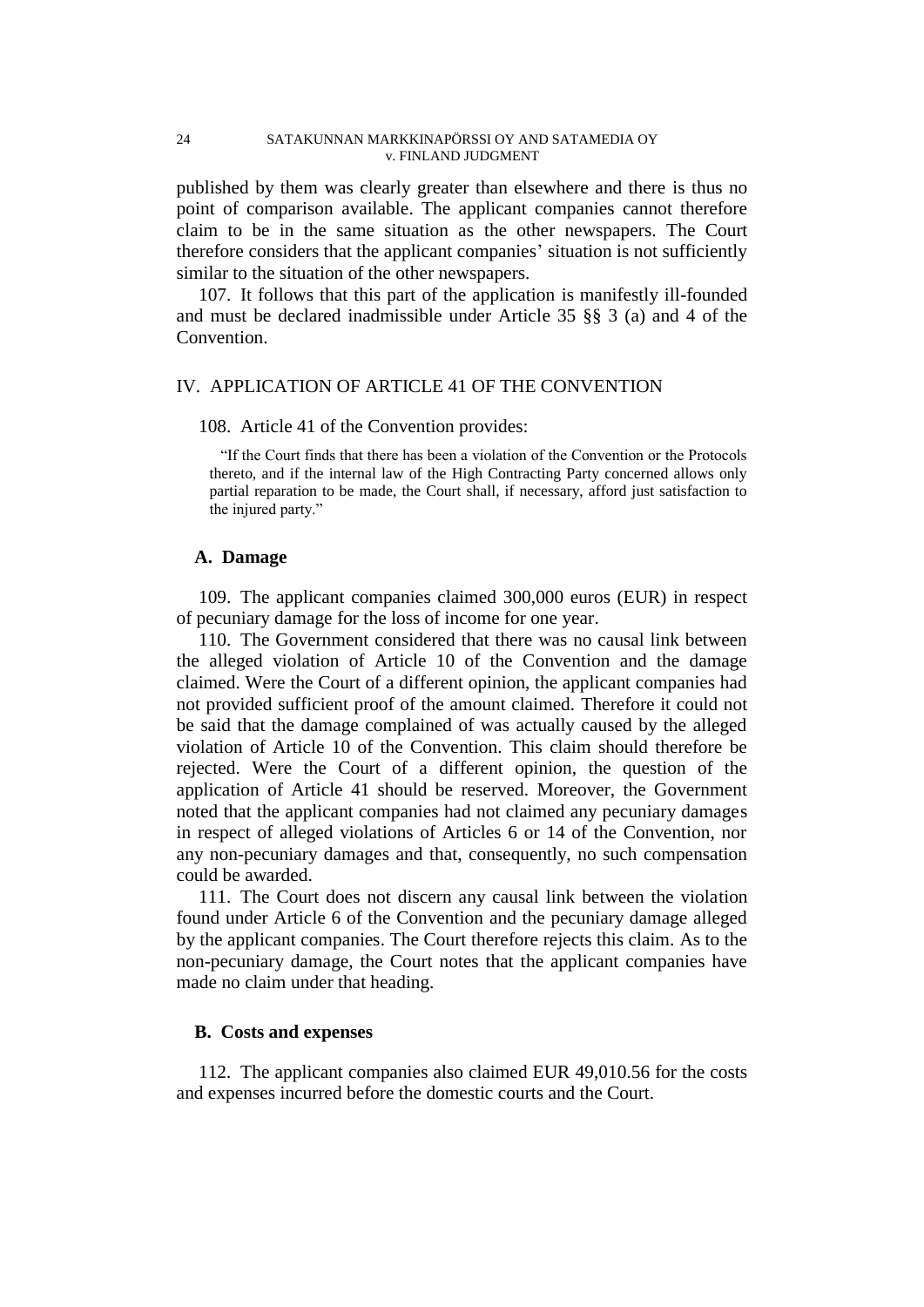published by them was clearly greater than elsewhere and there is thus no point of comparison available. The applicant companies cannot therefore claim to be in the same situation as the other newspapers. The Court therefore considers that the applicant companies' situation is not sufficiently similar to the situation of the other newspapers.

107. It follows that this part of the application is manifestly ill-founded and must be declared inadmissible under Article 35 §§ 3 (a) and 4 of the Convention.

## IV. APPLICATION OF ARTICLE 41 OF THE CONVENTION

108. Article 41 of the Convention provides:

> "If the Court finds that there has been a violation of the Convention or the Protocols thereto, and if the internal law of the High Contracting Party concerned allows only partial reparation to be made, the Court shall, if necessary, afford just satisfaction to the injured party."

### A. Damage

109. The applicant companies claimed 300,000 euros (EUR) in respect of pecuniary damage for the loss of income for one year.

110. The Government considered that there was no causal link between the alleged violation of Article 10 of the Convention and the damage claimed. Were the Court of a different opinion, the applicant companies had not provided sufficient proof of the amount claimed. Therefore it could not be said that the damage complained of was actually caused by the alleged violation of Article 10 of the Convention. This claim should therefore be rejected. Were the Court of a different opinion, the question of the application of Article 41 should be reserved. Moreover, the Government noted that the applicant companies had not claimed any pecuniary damages in respect of alleged violations of Articles 6 or 14 of the Convention, nor any non-pecuniary damages and that, consequently, no such compensation could be awarded.

111. The Court does not discern any causal link between the violation found under Article 6 of the Convention and the pecuniary damage alleged by the applicant companies. The Court therefore rejects this claim. As to the non-pecuniary damage, the Court notes that the applicant companies have made no claim under that heading.

### B. Costs and expenses

112. The applicant companies also claimed EUR 49,010.56 for the costs and expenses incurred before the domestic courts and the Court.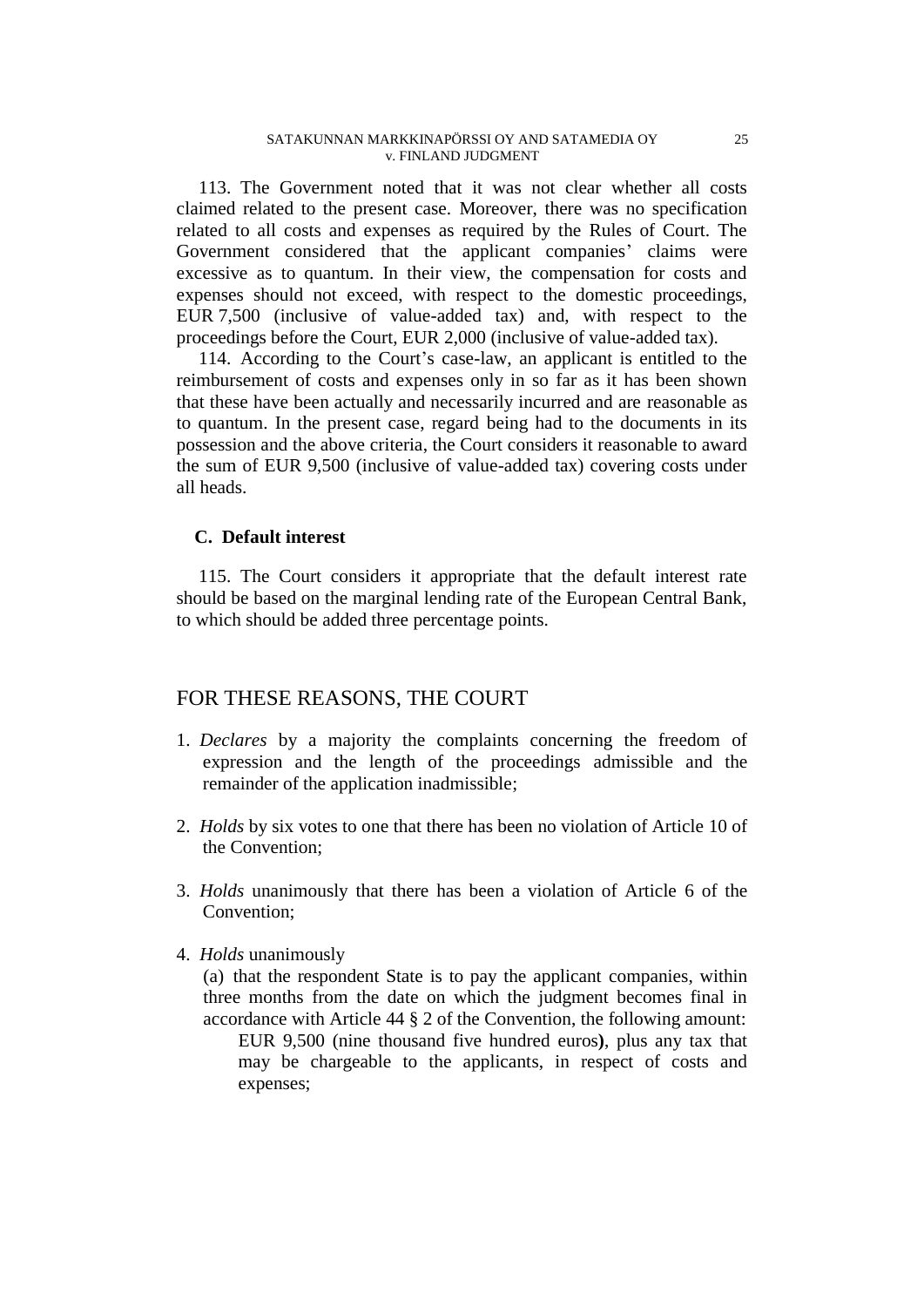113. The Government noted that it was not clear whether all costs claimed related to the present case. Moreover, there was no specification related to all costs and expenses as required by the Rules of Court. The Government considered that the applicant companies' claims were excessive as to quantum. In their view, the compensation for costs and expenses should not exceed, with respect to the domestic proceedings, EUR 7,500 (inclusive of value-added tax) and, with respect to the proceedings before the Court, EUR 2,000 (inclusive of value-added tax).

114. According to the Court's case-law, an applicant is entitled to the reimbursement of costs and expenses only in so far as it has been shown that these have been actually and necessarily incurred and are reasonable as to quantum. In the present case, regard being had to the documents in its possession and the above criteria, the Court considers it reasonable to award the sum of EUR 9,500 (inclusive of value-added tax) covering costs under all heads.

### C. Default interest

115. The Court considers it appropriate that the default interest rate should be based on the marginal lending rate of the European Central Bank, to which should be added three percentage points.

## FOR THESE REASONS, THE COURT

1. *Declares* by a majority the complaints concerning the freedom of expression and the length of the proceedings admissible and the remainder of the application inadmissible;

2. *Holds* by six votes to one that there has been no violation of Article 10 of the Convention;

3. *Holds* unanimously that there has been a violation of Article 6 of the Convention;

4. *Holds* unanimously

   (a) that the respondent State is to pay the applicant companies, within three months from the date on which the judgment becomes final in accordance with Article 44 § 2 of the Convention, the following amount:

      EUR 9,500 (nine thousand five hundred euros), plus any tax that may be chargeable to the applicants, in respect of costs and expenses;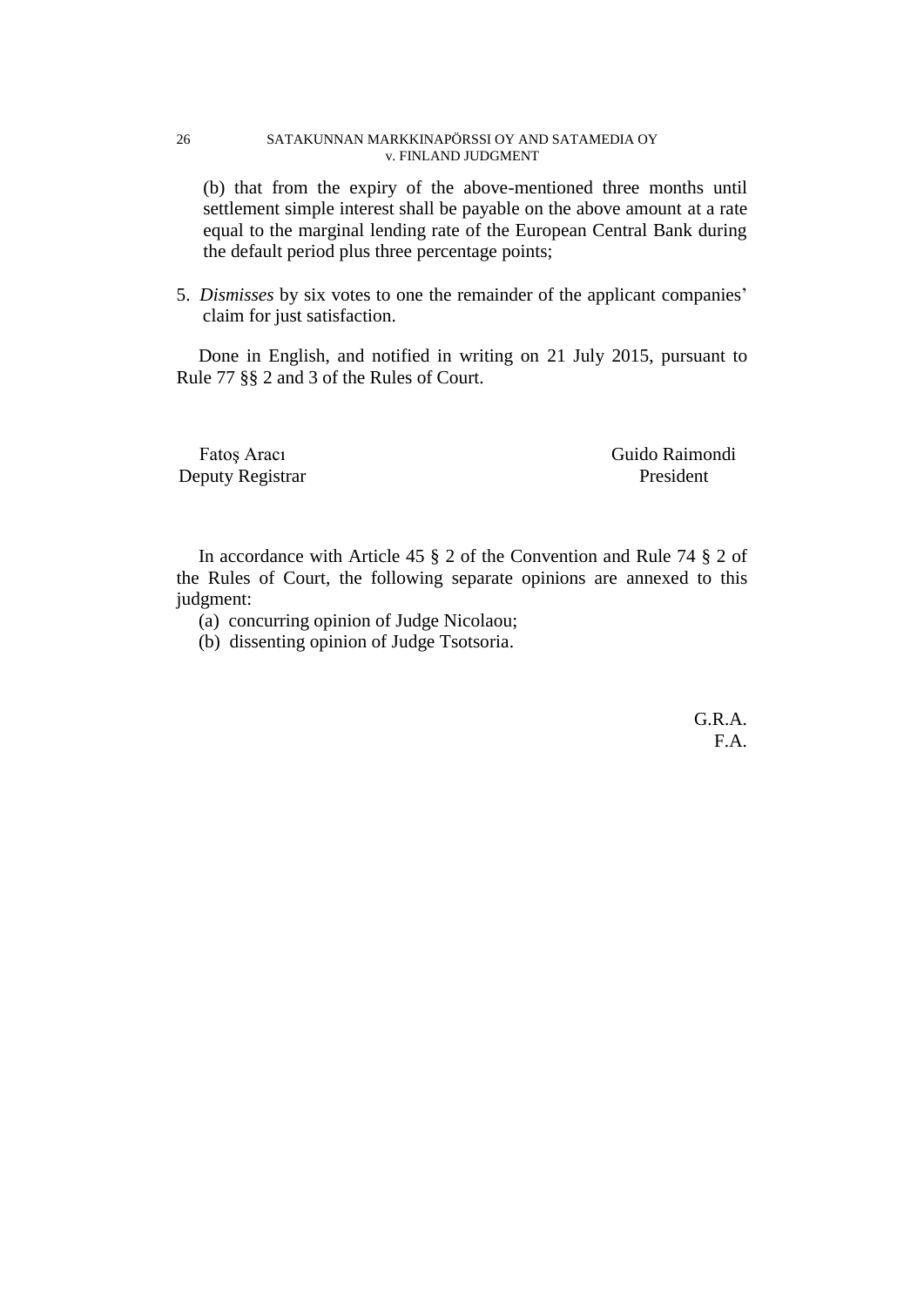(b) that from the expiry of the above-mentioned three months until settlement simple interest shall be payable on the above amount at a rate equal to the marginal lending rate of the European Central Bank during the default period plus three percentage points;

5. *Dismisses* by six votes to one the remainder of the applicant companies' claim for just satisfaction.

Done in English, and notified in writing on 21 July 2015, pursuant to Rule 77 §§ 2 and 3 of the Rules of Court.

| Fatoş Aracı | Guido Raimondi |
|---|---|
| Deputy Registrar | President |

In accordance with Article 45 § 2 of the Convention and Rule 74 § 2 of the Rules of Court, the following separate opinions are annexed to this judgment:

(a) concurring opinion of Judge Nicolaou;
(b) dissenting opinion of Judge Tsotsoria.

G.R.A.
F.A.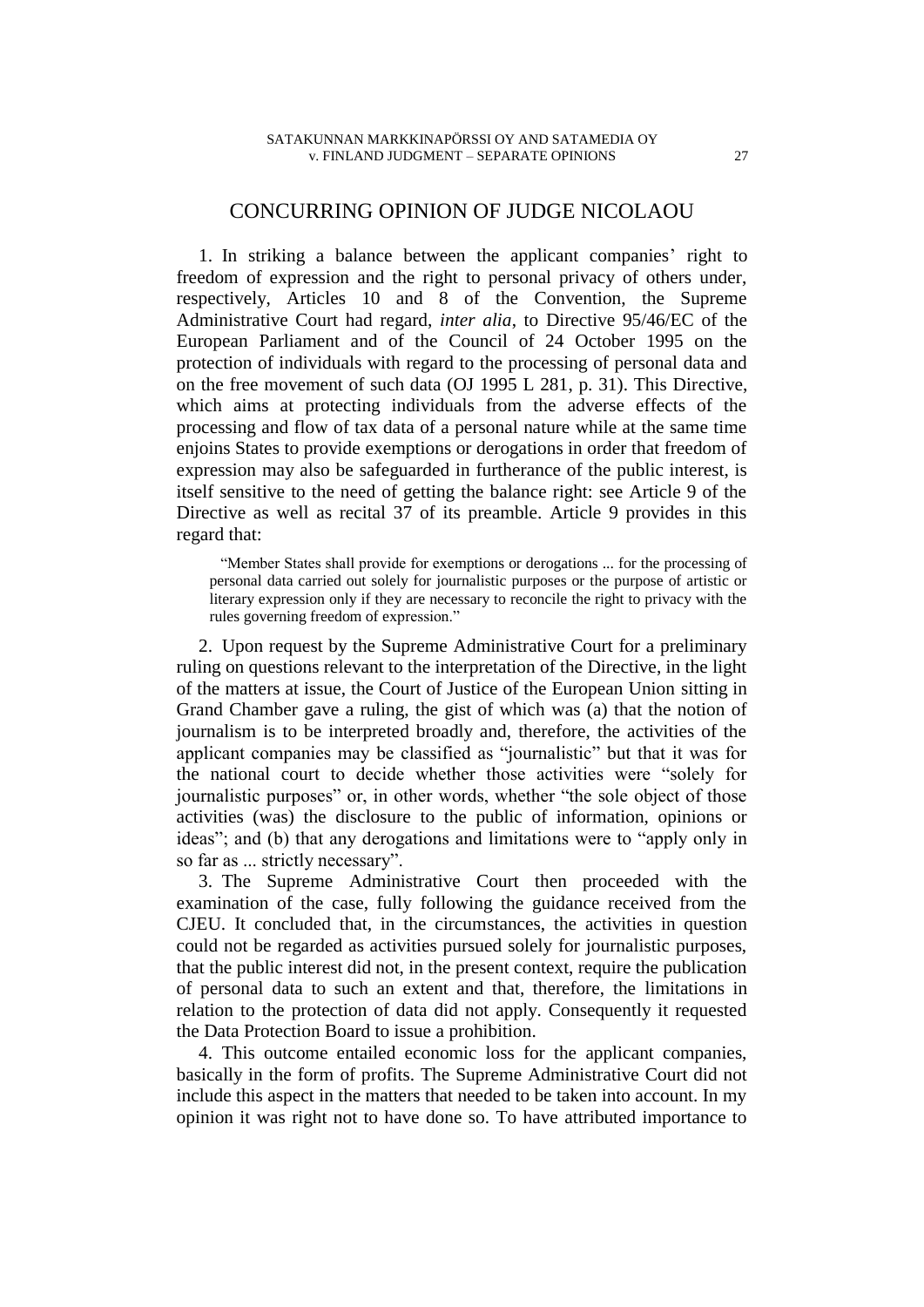# CONCURRING OPINION OF JUDGE NICOLAOU

1. In striking a balance between the applicant companies' right to freedom of expression and the right to personal privacy of others under, respectively, Articles 10 and 8 of the Convention, the Supreme Administrative Court had regard, *inter alia*, to Directive 95/46/EC of the European Parliament and of the Council of 24 October 1995 on the protection of individuals with regard to the processing of personal data and on the free movement of such data (OJ 1995 L 281, p. 31). This Directive, which aims at protecting individuals from the adverse effects of the processing and flow of tax data of a personal nature while at the same time enjoins States to provide exemptions or derogations in order that freedom of expression may also be safeguarded in furtherance of the public interest, is itself sensitive to the need of getting the balance right: see Article 9 of the Directive as well as recital 37 of its preamble. Article 9 provides in this regard that:

> "Member States shall provide for exemptions or derogations ... for the processing of personal data carried out solely for journalistic purposes or the purpose of artistic or literary expression only if they are necessary to reconcile the right to privacy with the rules governing freedom of expression."

2. Upon request by the Supreme Administrative Court for a preliminary ruling on questions relevant to the interpretation of the Directive, in the light of the matters at issue, the Court of Justice of the European Union sitting in Grand Chamber gave a ruling, the gist of which was (a) that the notion of journalism is to be interpreted broadly and, therefore, the activities of the applicant companies may be classified as "journalistic" but that it was for the national court to decide whether those activities were "solely for journalistic purposes" or, in other words, whether "the sole object of those activities (was) the disclosure to the public of information, opinions or ideas"; and (b) that any derogations and limitations were to "apply only in so far as ... strictly necessary".

3. The Supreme Administrative Court then proceeded with the examination of the case, fully following the guidance received from the CJEU. It concluded that, in the circumstances, the activities in question could not be regarded as activities pursued solely for journalistic purposes, that the public interest did not, in the present context, require the publication of personal data to such an extent and that, therefore, the limitations in relation to the protection of data did not apply. Consequently it requested the Data Protection Board to issue a prohibition.

4. This outcome entailed economic loss for the applicant companies, basically in the form of profits. The Supreme Administrative Court did not include this aspect in the matters that needed to be taken into account. In my opinion it was right not to have done so. To have attributed importance to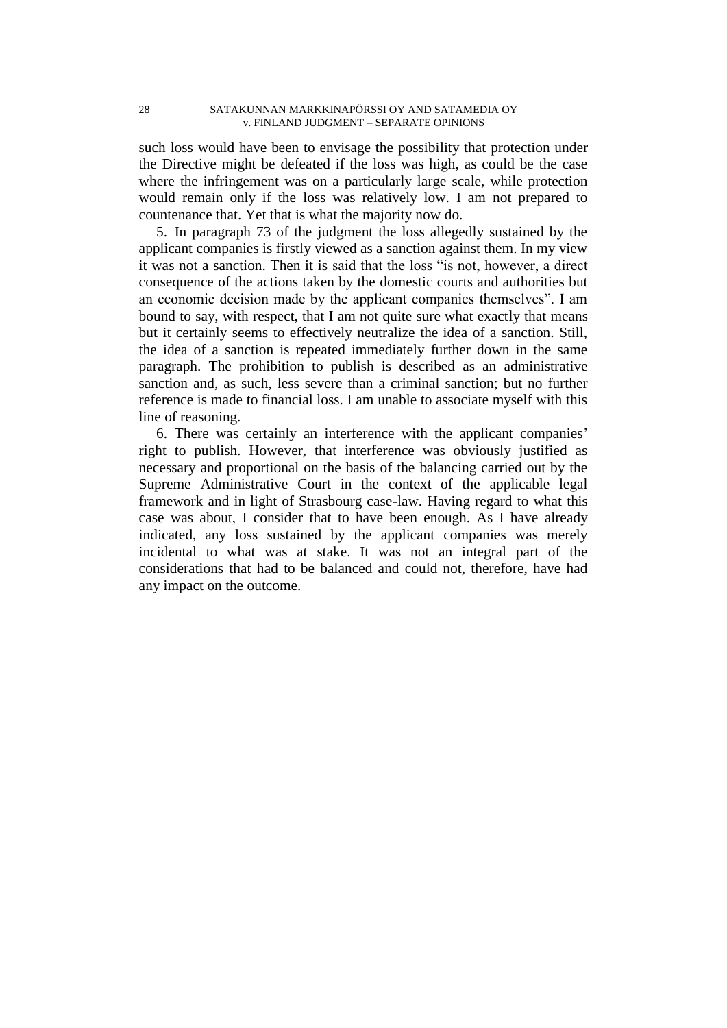such loss would have been to envisage the possibility that protection under the Directive might be defeated if the loss was high, as could be the case where the infringement was on a particularly large scale, while protection would remain only if the loss was relatively low. I am not prepared to countenance that. Yet that is what the majority now do.

5. In paragraph 73 of the judgment the loss allegedly sustained by the applicant companies is firstly viewed as a sanction against them. In my view it was not a sanction. Then it is said that the loss "is not, however, a direct consequence of the actions taken by the domestic courts and authorities but an economic decision made by the applicant companies themselves". I am bound to say, with respect, that I am not quite sure what exactly that means but it certainly seems to effectively neutralize the idea of a sanction. Still, the idea of a sanction is repeated immediately further down in the same paragraph. The prohibition to publish is described as an administrative sanction and, as such, less severe than a criminal sanction; but no further reference is made to financial loss. I am unable to associate myself with this line of reasoning.

6. There was certainly an interference with the applicant companies' right to publish. However, that interference was obviously justified as necessary and proportional on the basis of the balancing carried out by the Supreme Administrative Court in the context of the applicable legal framework and in light of Strasbourg case-law. Having regard to what this case was about, I consider that to have been enough. As I have already indicated, any loss sustained by the applicant companies was merely incidental to what was at stake. It was not an integral part of the considerations that had to be balanced and could not, therefore, have had any impact on the outcome.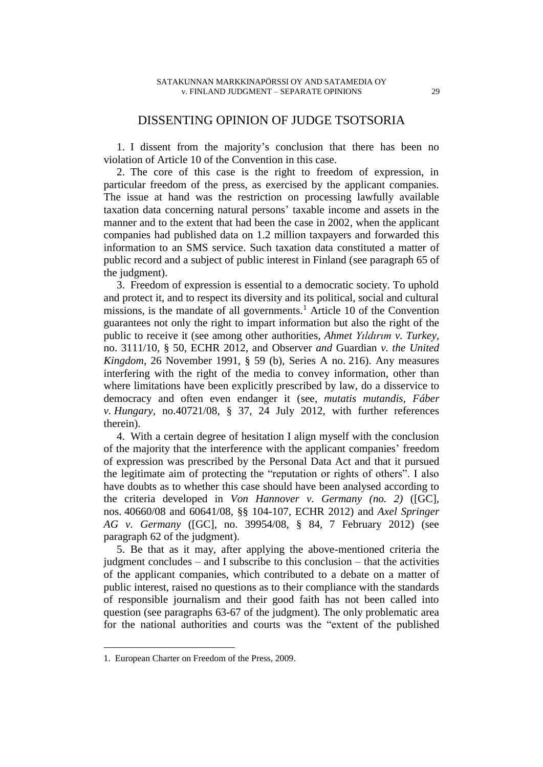## DISSENTING OPINION OF JUDGE TSOTSORIA

1. I dissent from the majority's conclusion that there has been no violation of Article 10 of the Convention in this case.

2. The core of this case is the right to freedom of expression, in particular freedom of the press, as exercised by the applicant companies. The issue at hand was the restriction on processing lawfully available taxation data concerning natural persons' taxable income and assets in the manner and to the extent that had been the case in 2002, when the applicant companies had published data on 1.2 million taxpayers and forwarded this information to an SMS service. Such taxation data constituted a matter of public record and a subject of public interest in Finland (see paragraph 65 of the judgment).

3. Freedom of expression is essential to a democratic society. To uphold and protect it, and to respect its diversity and its political, social and cultural missions, is the mandate of all governments.[1] Article 10 of the Convention guarantees not only the right to impart information but also the right of the public to receive it (see among other authorities, *Ahmet Yıldırım v. Turkey*, no. 3111/10, § 50, ECHR 2012, and Observer *and* Guardian *v. the United Kingdom*, 26 November 1991, § 59 (b), Series A no. 216). Any measures interfering with the right of the media to convey information, other than where limitations have been explicitly prescribed by law, do a disservice to democracy and often even endanger it (see, *mutatis mutandis*, *Fáber v. Hungary*, no.40721/08, § 37, 24 July 2012, with further references therein).

4. With a certain degree of hesitation I align myself with the conclusion of the majority that the interference with the applicant companies' freedom of expression was prescribed by the Personal Data Act and that it pursued the legitimate aim of protecting the "reputation or rights of others". I also have doubts as to whether this case should have been analysed according to the criteria developed in *Von Hannover v. Germany (no. 2)* ([GC], nos. 40660/08 and 60641/08, §§ 104-107, ECHR 2012) and *Axel Springer AG v. Germany* ([GC], no. 39954/08, § 84, 7 February 2012) (see paragraph 62 of the judgment).

5. Be that as it may, after applying the above-mentioned criteria the judgment concludes – and I subscribe to this conclusion – that the activities of the applicant companies, which contributed to a debate on a matter of public interest, raised no questions as to their compliance with the standards of responsible journalism and their good faith has not been called into question (see paragraphs 63-67 of the judgment). The only problematic area for the national authorities and courts was the "extent of the published

---

1. European Charter on Freedom of the Press, 2009.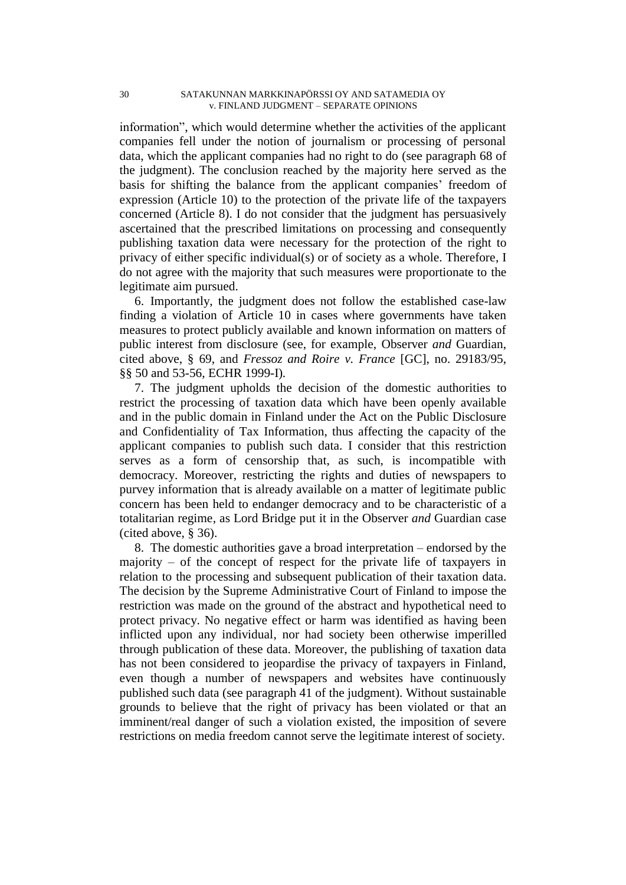information", which would determine whether the activities of the applicant companies fell under the notion of journalism or processing of personal data, which the applicant companies had no right to do (see paragraph 68 of the judgment). The conclusion reached by the majority here served as the basis for shifting the balance from the applicant companies' freedom of expression (Article 10) to the protection of the private life of the taxpayers concerned (Article 8). I do not consider that the judgment has persuasively ascertained that the prescribed limitations on processing and consequently publishing taxation data were necessary for the protection of the right to privacy of either specific individual(s) or of society as a whole. Therefore, I do not agree with the majority that such measures were proportionate to the legitimate aim pursued.

6. Importantly, the judgment does not follow the established case-law finding a violation of Article 10 in cases where governments have taken measures to protect publicly available and known information on matters of public interest from disclosure (see, for example, Observer *and* Guardian, cited above, § 69, and *Fressoz and Roire v. France* [GC], no. 29183/95, §§ 50 and 53-56, ECHR 1999-I).

7. The judgment upholds the decision of the domestic authorities to restrict the processing of taxation data which have been openly available and in the public domain in Finland under the Act on the Public Disclosure and Confidentiality of Tax Information, thus affecting the capacity of the applicant companies to publish such data. I consider that this restriction serves as a form of censorship that, as such, is incompatible with democracy. Moreover, restricting the rights and duties of newspapers to purvey information that is already available on a matter of legitimate public concern has been held to endanger democracy and to be characteristic of a totalitarian regime, as Lord Bridge put it in the Observer *and* Guardian case (cited above, § 36).

8. The domestic authorities gave a broad interpretation – endorsed by the majority – of the concept of respect for the private life of taxpayers in relation to the processing and subsequent publication of their taxation data. The decision by the Supreme Administrative Court of Finland to impose the restriction was made on the ground of the abstract and hypothetical need to protect privacy. No negative effect or harm was identified as having been inflicted upon any individual, nor had society been otherwise imperilled through publication of these data. Moreover, the publishing of taxation data has not been considered to jeopardise the privacy of taxpayers in Finland, even though a number of newspapers and websites have continuously published such data (see paragraph 41 of the judgment). Without sustainable grounds to believe that the right of privacy has been violated or that an imminent/real danger of such a violation existed, the imposition of severe restrictions on media freedom cannot serve the legitimate interest of society.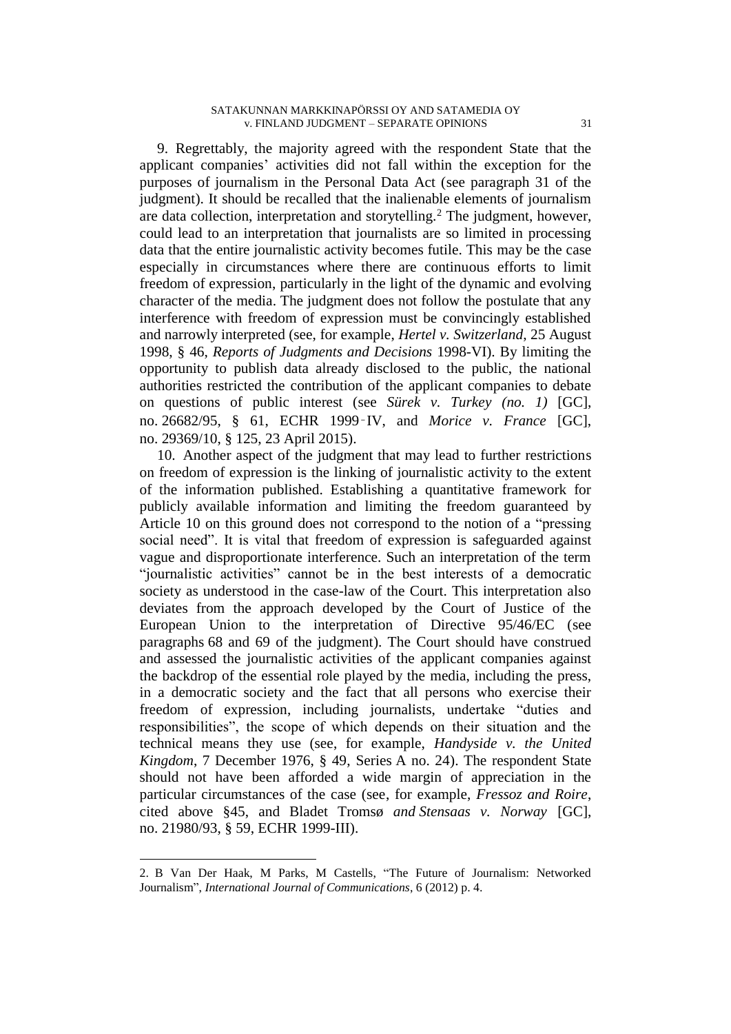9. Regrettably, the majority agreed with the respondent State that the applicant companies' activities did not fall within the exception for the purposes of journalism in the Personal Data Act (see paragraph 31 of the judgment). It should be recalled that the inalienable elements of journalism are data collection, interpretation and storytelling.[2] The judgment, however, could lead to an interpretation that journalists are so limited in processing data that the entire journalistic activity becomes futile. This may be the case especially in circumstances where there are continuous efforts to limit freedom of expression, particularly in the light of the dynamic and evolving character of the media. The judgment does not follow the postulate that any interference with freedom of expression must be convincingly established and narrowly interpreted (see, for example, *Hertel v. Switzerland*, 25 August 1998, § 46, *Reports of Judgments and Decisions* 1998-VI). By limiting the opportunity to publish data already disclosed to the public, the national authorities restricted the contribution of the applicant companies to debate on questions of public interest (see *Sürek v. Turkey (no. 1)* [GC], no. 26682/95, § 61, ECHR 1999‑IV, and *Morice v. France* [GC], no. 29369/10, § 125, 23 April 2015).

10. Another aspect of the judgment that may lead to further restrictions on freedom of expression is the linking of journalistic activity to the extent of the information published. Establishing a quantitative framework for publicly available information and limiting the freedom guaranteed by Article 10 on this ground does not correspond to the notion of a "pressing social need". It is vital that freedom of expression is safeguarded against vague and disproportionate interference. Such an interpretation of the term "journalistic activities" cannot be in the best interests of a democratic society as understood in the case-law of the Court. This interpretation also deviates from the approach developed by the Court of Justice of the European Union to the interpretation of Directive 95/46/EC (see paragraphs 68 and 69 of the judgment). The Court should have construed and assessed the journalistic activities of the applicant companies against the backdrop of the essential role played by the media, including the press, in a democratic society and the fact that all persons who exercise their freedom of expression, including journalists, undertake "duties and responsibilities", the scope of which depends on their situation and the technical means they use (see, for example, *Handyside v. the United Kingdom*, 7 December 1976, § 49, Series A no. 24). The respondent State should not have been afforded a wide margin of appreciation in the particular circumstances of the case (see, for example, *Fressoz and Roire*, cited above §45, and Bladet Tromsø *and Stensaas v. Norway* [GC], no. 21980/93, § 59, ECHR 1999-III).

2. B Van Der Haak, M Parks, M Castells, "The Future of Journalism: Networked Journalism", *International Journal of Communications*, 6 (2012) p. 4.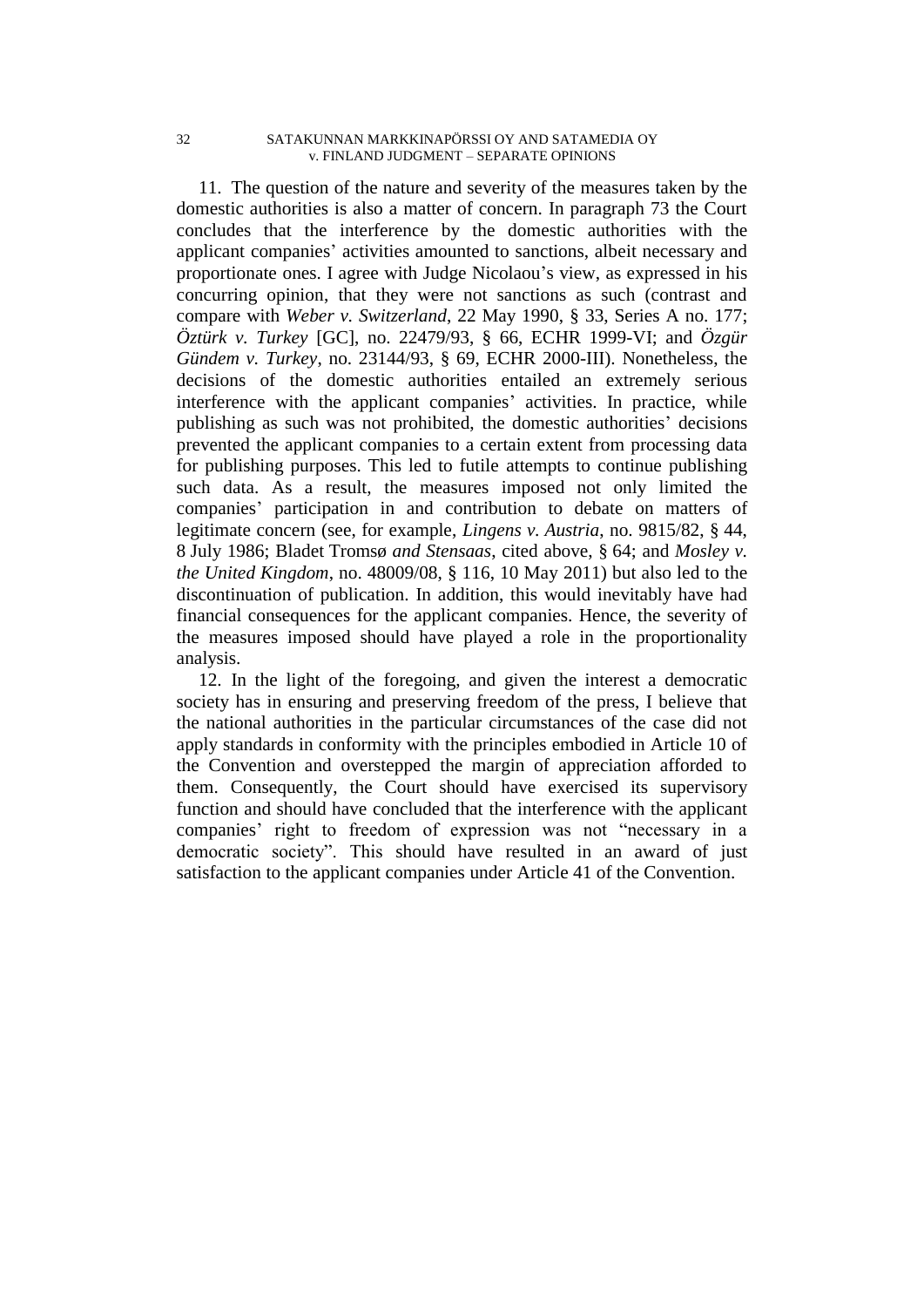11. The question of the nature and severity of the measures taken by the domestic authorities is also a matter of concern. In paragraph 73 the Court concludes that the interference by the domestic authorities with the applicant companies' activities amounted to sanctions, albeit necessary and proportionate ones. I agree with Judge Nicolaou's view, as expressed in his concurring opinion, that they were not sanctions as such (contrast and compare with *Weber v. Switzerland*, 22 May 1990, § 33, Series A no. 177; *Öztürk v. Turkey* [GC], no. 22479/93, § 66, ECHR 1999-VI; and *Özgür Gündem v. Turkey*, no. 23144/93, § 69, ECHR 2000-III). Nonetheless, the decisions of the domestic authorities entailed an extremely serious interference with the applicant companies' activities. In practice, while publishing as such was not prohibited, the domestic authorities' decisions prevented the applicant companies to a certain extent from processing data for publishing purposes. This led to futile attempts to continue publishing such data. As a result, the measures imposed not only limited the companies' participation in and contribution to debate on matters of legitimate concern (see, for example, *Lingens v. Austria*, no. 9815/82, § 44, 8 July 1986; Bladet Tromsø *and Stensaas*, cited above, § 64; and *Mosley v. the United Kingdom*, no. 48009/08, § 116, 10 May 2011) but also led to the discontinuation of publication. In addition, this would inevitably have had financial consequences for the applicant companies. Hence, the severity of the measures imposed should have played a role in the proportionality analysis.

12. In the light of the foregoing, and given the interest a democratic society has in ensuring and preserving freedom of the press, I believe that the national authorities in the particular circumstances of the case did not apply standards in conformity with the principles embodied in Article 10 of the Convention and overstepped the margin of appreciation afforded to them. Consequently, the Court should have exercised its supervisory function and should have concluded that the interference with the applicant companies' right to freedom of expression was not "necessary in a democratic society". This should have resulted in an award of just satisfaction to the applicant companies under Article 41 of the Convention.